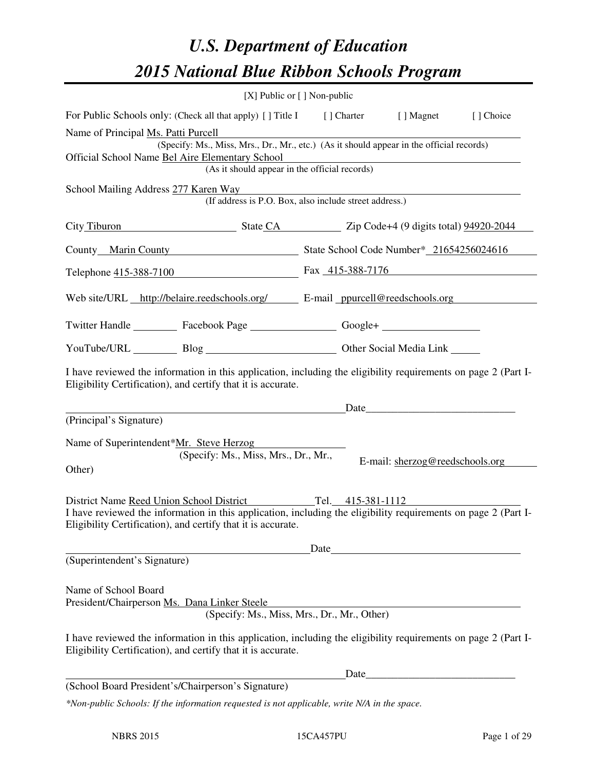# U.S. Department of Education

# 2015 National Blue Ribbon Schools Program

[X] Public or [ ] Non-public

For Public Schools only: (Check all that apply) [ ] Title I [ ] Charter [ ] Magnet [ ] Choice

Name of Principal Ms. Patti Purcell

(Specify: Ms., Miss, Mrs., Dr., Mr., etc.) (As it should appear in the official records)

Official School Name Bel Aire Elementary School

(As it should appear in the official records)

School Mailing Address 277 Karen Way

(If address is P.O. Box, also include street address.)

City Tiburon State CA Zip Code+4 (9 digits total) 94920-2044

County Marin County State School Code Number* 21654256024616

Telephone 415-388-7100 Fax 415-388-7176

Web site/URL http://belaire.reedschools.org/ E-mail ppurcell@reedschools.org

Twitter Handle \_\_\_\_\_\_\_\_ Facebook Page \_\_\_\_\_\_\_\_ Google+ \_\_\_\_\_\_\_\_

YouTube/URL \_\_\_\_\_\_\_\_ Blog \_\_\_\_\_\_\_\_ Other Social Media Link \_\_\_\_\_\_\_\_

I have reviewed the information in this application, including the eligibility requirements on page 2 (Part I-Eligibility Certification), and certify that it is accurate.

\_\_\_\_\_\_\_\_\_\_\_\_\_\_\_\_\_\_\_\_\_\_\_\_ Date\_\_\_\_\_\_\_\_\_\_\_\_

(Principal's Signature)

Name of Superintendent*Mr. Steve Herzog

(Specify: Ms., Miss, Mrs., Dr., Mr., Other)

E-mail: sherzog@reedschools.org

District Name Reed Union School District Tel. 415-381-1112

I have reviewed the information in this application, including the eligibility requirements on page 2 (Part I-Eligibility Certification), and certify that it is accurate.

\_\_\_\_\_\_\_\_\_\_\_\_\_\_\_\_\_\_\_\_\_\_\_\_ Date\_\_\_\_\_\_\_\_\_\_\_\_

(Superintendent's Signature)

Name of School Board President/Chairperson Ms. Dana Linker Steele

(Specify: Ms., Miss, Mrs., Dr., Mr., Other)

I have reviewed the information in this application, including the eligibility requirements on page 2 (Part I-Eligibility Certification), and certify that it is accurate.

\_\_\_\_\_\_\_\_\_\_\_\_\_\_\_\_\_\_\_\_\_\_\_\_ Date\_\_\_\_\_\_\_\_\_\_\_\_

(School Board President's/Chairperson's Signature)

*\*Non-public Schools: If the information requested is not applicable, write N/A in the space.*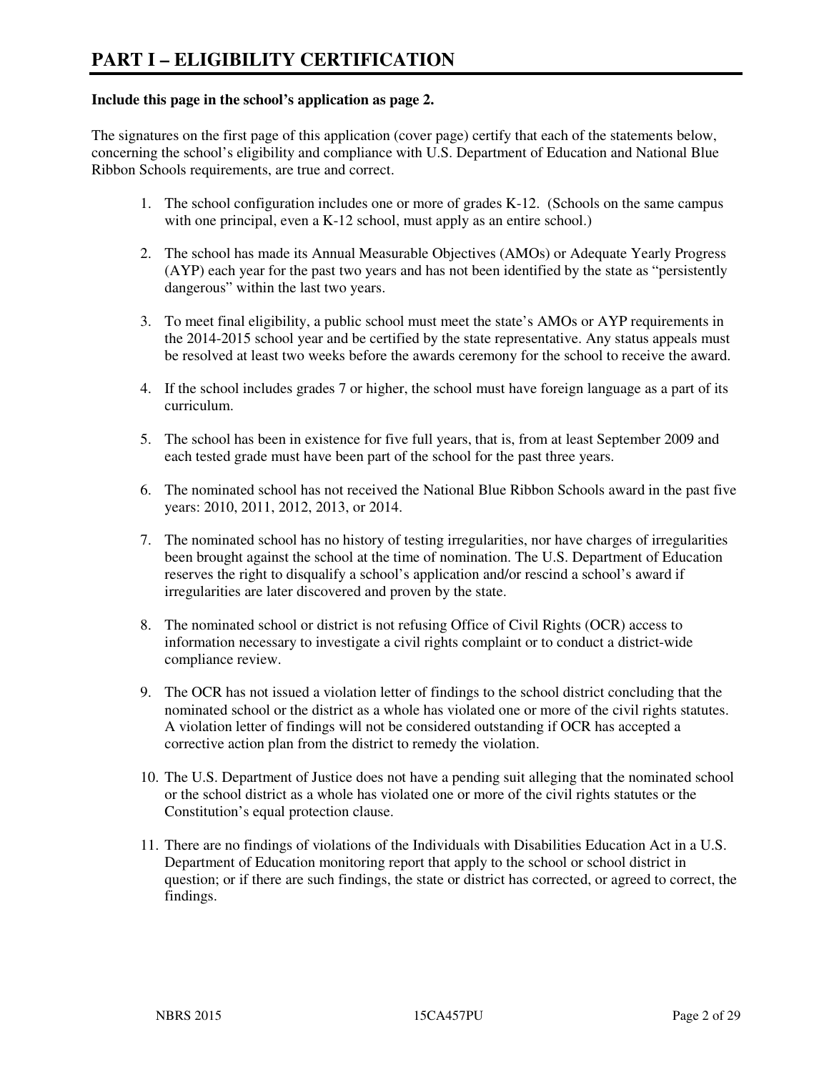# PART I – ELIGIBILITY CERTIFICATION

**Include this page in the school's application as page 2.**

The signatures on the first page of this application (cover page) certify that each of the statements below, concerning the school's eligibility and compliance with U.S. Department of Education and National Blue Ribbon Schools requirements, are true and correct.

1. The school configuration includes one or more of grades K-12. (Schools on the same campus with one principal, even a K-12 school, must apply as an entire school.)

2. The school has made its Annual Measurable Objectives (AMOs) or Adequate Yearly Progress (AYP) each year for the past two years and has not been identified by the state as "persistently dangerous" within the last two years.

3. To meet final eligibility, a public school must meet the state's AMOs or AYP requirements in the 2014-2015 school year and be certified by the state representative. Any status appeals must be resolved at least two weeks before the awards ceremony for the school to receive the award.

4. If the school includes grades 7 or higher, the school must have foreign language as a part of its curriculum.

5. The school has been in existence for five full years, that is, from at least September 2009 and each tested grade must have been part of the school for the past three years.

6. The nominated school has not received the National Blue Ribbon Schools award in the past five years: 2010, 2011, 2012, 2013, or 2014.

7. The nominated school has no history of testing irregularities, nor have charges of irregularities been brought against the school at the time of nomination. The U.S. Department of Education reserves the right to disqualify a school's application and/or rescind a school's award if irregularities are later discovered and proven by the state.

8. The nominated school or district is not refusing Office of Civil Rights (OCR) access to information necessary to investigate a civil rights complaint or to conduct a district-wide compliance review.

9. The OCR has not issued a violation letter of findings to the school district concluding that the nominated school or the district as a whole has violated one or more of the civil rights statutes. A violation letter of findings will not be considered outstanding if OCR has accepted a corrective action plan from the district to remedy the violation.

10. The U.S. Department of Justice does not have a pending suit alleging that the nominated school or the school district as a whole has violated one or more of the civil rights statutes or the Constitution's equal protection clause.

11. There are no findings of violations of the Individuals with Disabilities Education Act in a U.S. Department of Education monitoring report that apply to the school or school district in question; or if there are such findings, the state or district has corrected, or agreed to correct, the findings.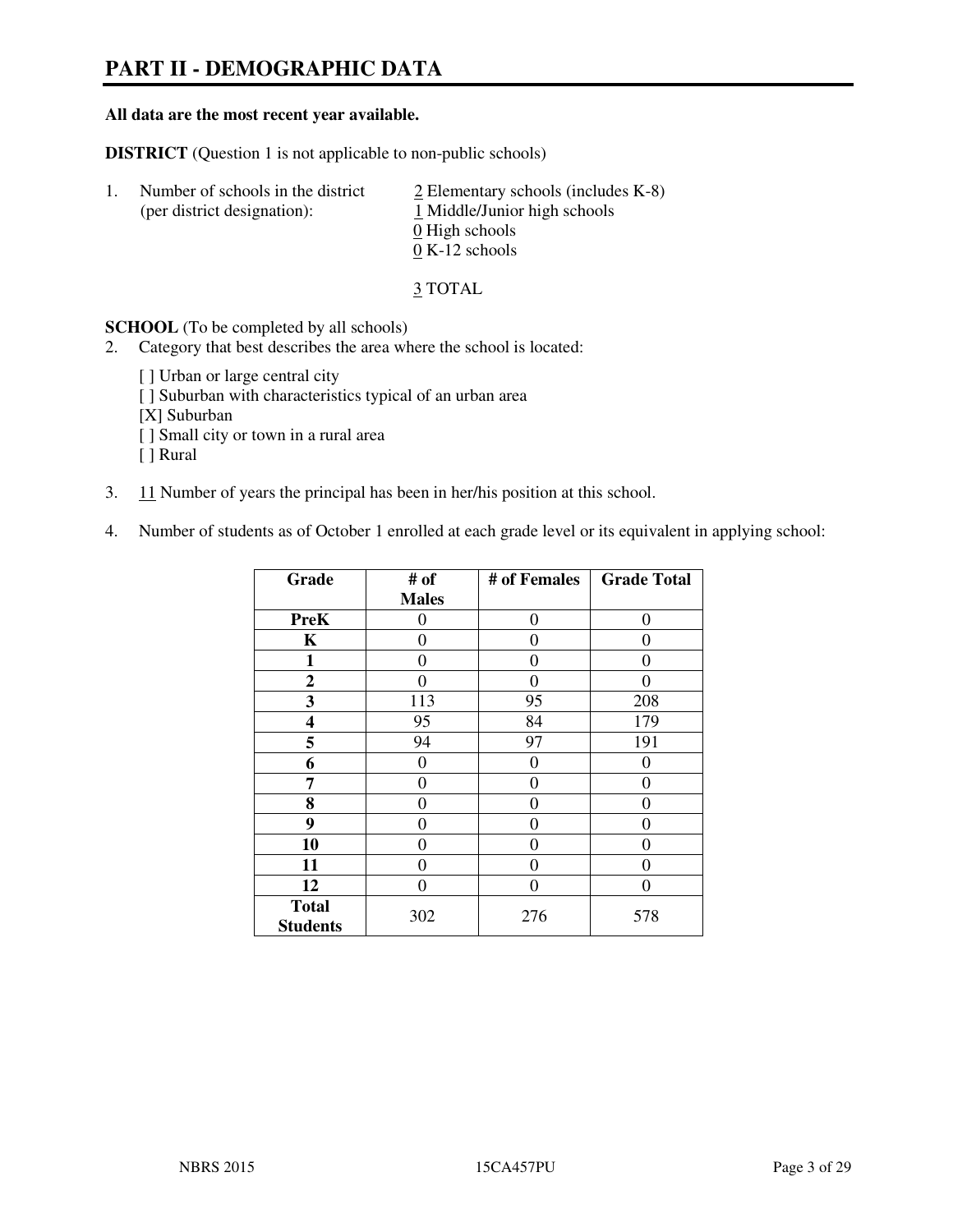# PART II - DEMOGRAPHIC DATA

**All data are the most recent year available.**

**DISTRICT** (Question 1 is not applicable to non-public schools)

1. Number of schools in the district (per district designation):
   - 2 Elementary schools (includes K-8)
   - 1 Middle/Junior high schools
   - 0 High schools
   - 0 K-12 schools

   3 TOTAL

**SCHOOL** (To be completed by all schools)

2. Category that best describes the area where the school is located:

   [ ] Urban or large central city
   [ ] Suburban with characteristics typical of an urban area
   [X] Suburban
   [ ] Small city or town in a rural area
   [ ] Rural

3. 11 Number of years the principal has been in her/his position at this school.

4. Number of students as of October 1 enrolled at each grade level or its equivalent in applying school:

| Grade | # of Males | # of Females | Grade Total |
|---|---|---|---|
| **PreK** | 0 | 0 | 0 |
| **K** | 0 | 0 | 0 |
| **1** | 0 | 0 | 0 |
| **2** | 0 | 0 | 0 |
| **3** | 113 | 95 | 208 |
| **4** | 95 | 84 | 179 |
| **5** | 94 | 97 | 191 |
| **6** | 0 | 0 | 0 |
| **7** | 0 | 0 | 0 |
| **8** | 0 | 0 | 0 |
| **9** | 0 | 0 | 0 |
| **10** | 0 | 0 | 0 |
| **11** | 0 | 0 | 0 |
| **12** | 0 | 0 | 0 |
| **Total Students** | 302 | 276 | 578 |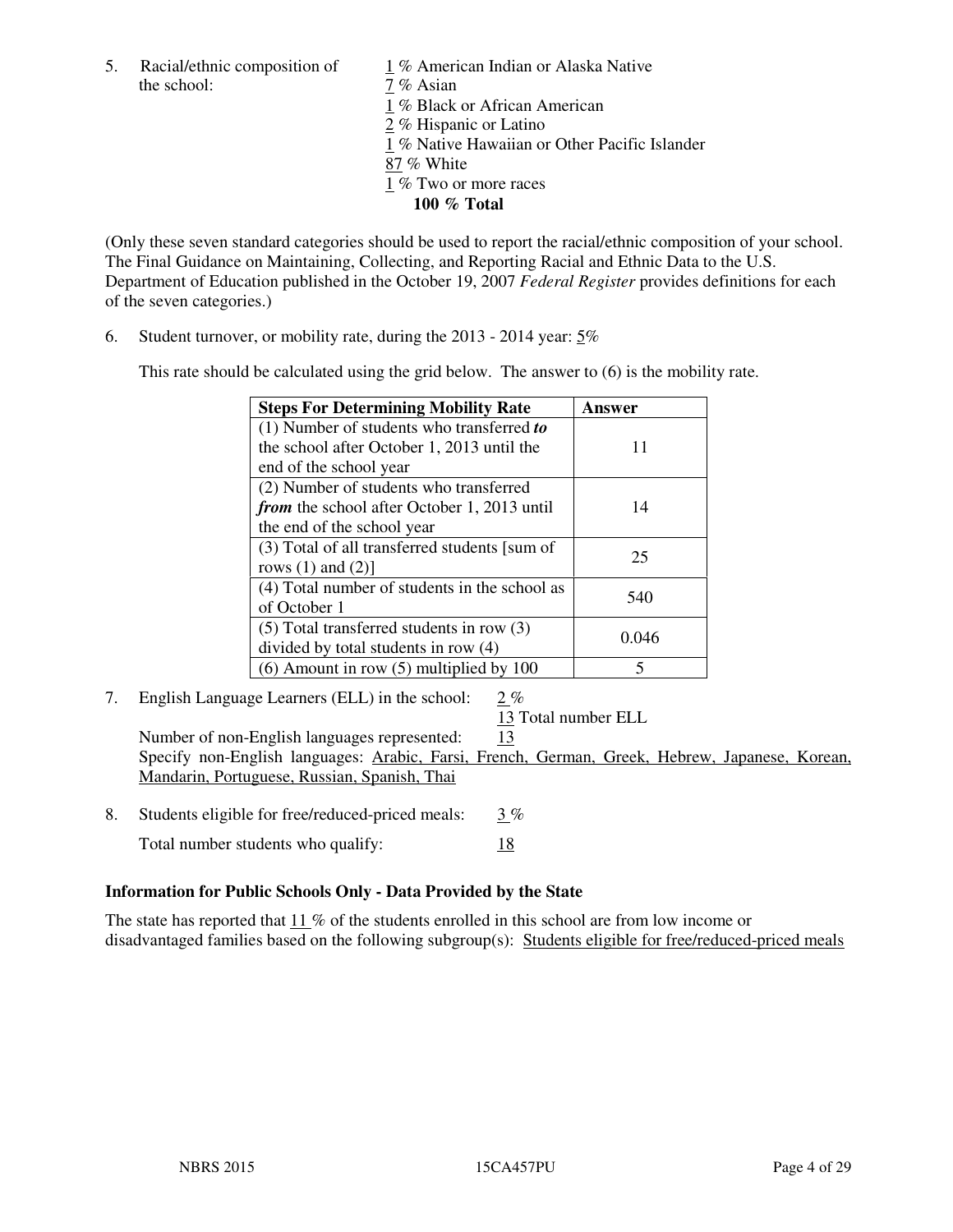5. Racial/ethnic composition of the school:

1 % American Indian or Alaska Native
7 % Asian
1 % Black or African American
2 % Hispanic or Latino
1 % Native Hawaiian or Other Pacific Islander
87 % White
1 % Two or more races
**100 % Total**

(Only these seven standard categories should be used to report the racial/ethnic composition of your school. The Final Guidance on Maintaining, Collecting, and Reporting Racial and Ethnic Data to the U.S. Department of Education published in the October 19, 2007 *Federal Register* provides definitions for each of the seven categories.)

6. Student turnover, or mobility rate, during the 2013 - 2014 year: 5%

This rate should be calculated using the grid below. The answer to (6) is the mobility rate.

| **Steps For Determining Mobility Rate** | **Answer** |
|---|---|
| (1) Number of students who transferred ***to*** the school after October 1, 2013 until the end of the school year | 11 |
| (2) Number of students who transferred ***from*** the school after October 1, 2013 until the end of the school year | 14 |
| (3) Total of all transferred students [sum of rows (1) and (2)] | 25 |
| (4) Total number of students in the school as of October 1 | 540 |
| (5) Total transferred students in row (3) divided by total students in row (4) | 0.046 |
| (6) Amount in row (5) multiplied by 100 | 5 |

7. English Language Learners (ELL) in the school: 2 %

13 Total number ELL

Number of non-English languages represented: 13

Specify non-English languages: Arabic, Farsi, French, German, Greek, Hebrew, Japanese, Korean, Mandarin, Portuguese, Russian, Spanish, Thai

8. Students eligible for free/reduced-priced meals: 3 %

Total number students who qualify: 18

### Information for Public Schools Only - Data Provided by the State

The state has reported that 11 % of the students enrolled in this school are from low income or disadvantaged families based on the following subgroup(s): Students eligible for free/reduced-priced meals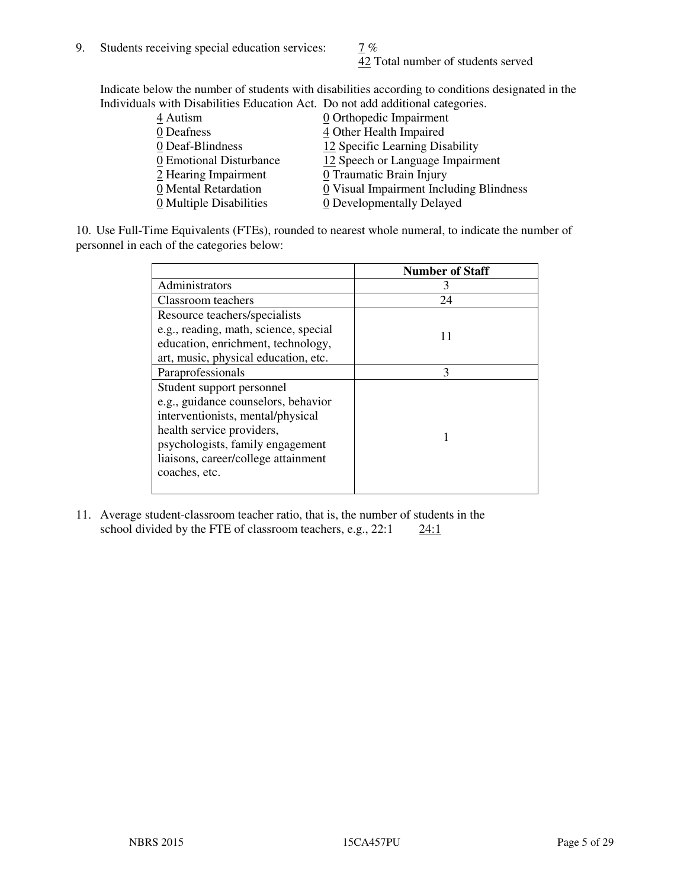9. Students receiving special education services: 7 %
 42 Total number of students served

Indicate below the number of students with disabilities according to conditions designated in the Individuals with Disabilities Education Act. Do not add additional categories.

| | |
|---|---|
| 4 Autism | 0 Orthopedic Impairment |
| 0 Deafness | 4 Other Health Impaired |
| 0 Deaf-Blindness | 12 Specific Learning Disability |
| 0 Emotional Disturbance | 12 Speech or Language Impairment |
| 2 Hearing Impairment | 0 Traumatic Brain Injury |
| 0 Mental Retardation | 0 Visual Impairment Including Blindness |
| 0 Multiple Disabilities | 0 Developmentally Delayed |

10. Use Full-Time Equivalents (FTEs), rounded to nearest whole numeral, to indicate the number of personnel in each of the categories below:

| | Number of Staff |
|---|---|
| Administrators | 3 |
| Classroom teachers | 24 |
| Resource teachers/specialists e.g., reading, math, science, special education, enrichment, technology, art, music, physical education, etc. | 11 |
| Paraprofessionals | 3 |
| Student support personnel e.g., guidance counselors, behavior interventionists, mental/physical health service providers, psychologists, family engagement liaisons, career/college attainment coaches, etc. | 1 |

11. Average student-classroom teacher ratio, that is, the number of students in the school divided by the FTE of classroom teachers, e.g., 22:1 24:1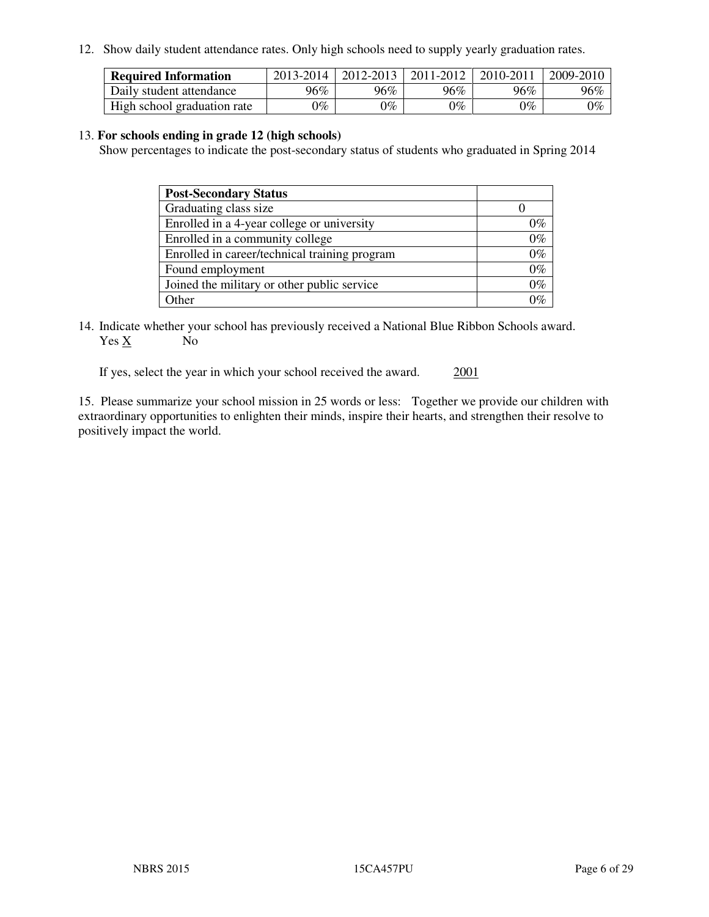12. Show daily student attendance rates. Only high schools need to supply yearly graduation rates.

| **Required Information** | 2013-2014 | 2012-2013 | 2011-2012 | 2010-2011 | 2009-2010 |
|---|---|---|---|---|---|
| Daily student attendance | 96% | 96% | 96% | 96% | 96% |
| High school graduation rate | 0% | 0% | 0% | 0% | 0% |

13. **For schools ending in grade 12 (high schools)**

Show percentages to indicate the post-secondary status of students who graduated in Spring 2014

| **Post-Secondary Status** | |
|---|---|
| Graduating class size | 0 |
| Enrolled in a 4-year college or university | 0% |
| Enrolled in a community college | 0% |
| Enrolled in career/technical training program | 0% |
| Found employment | 0% |
| Joined the military or other public service | 0% |
| Other | 0% |

14. Indicate whether your school has previously received a National Blue Ribbon Schools award.
Yes X No

If yes, select the year in which your school received the award. 2001

15. Please summarize your school mission in 25 words or less: Together we provide our children with extraordinary opportunities to enlighten their minds, inspire their hearts, and strengthen their resolve to positively impact the world.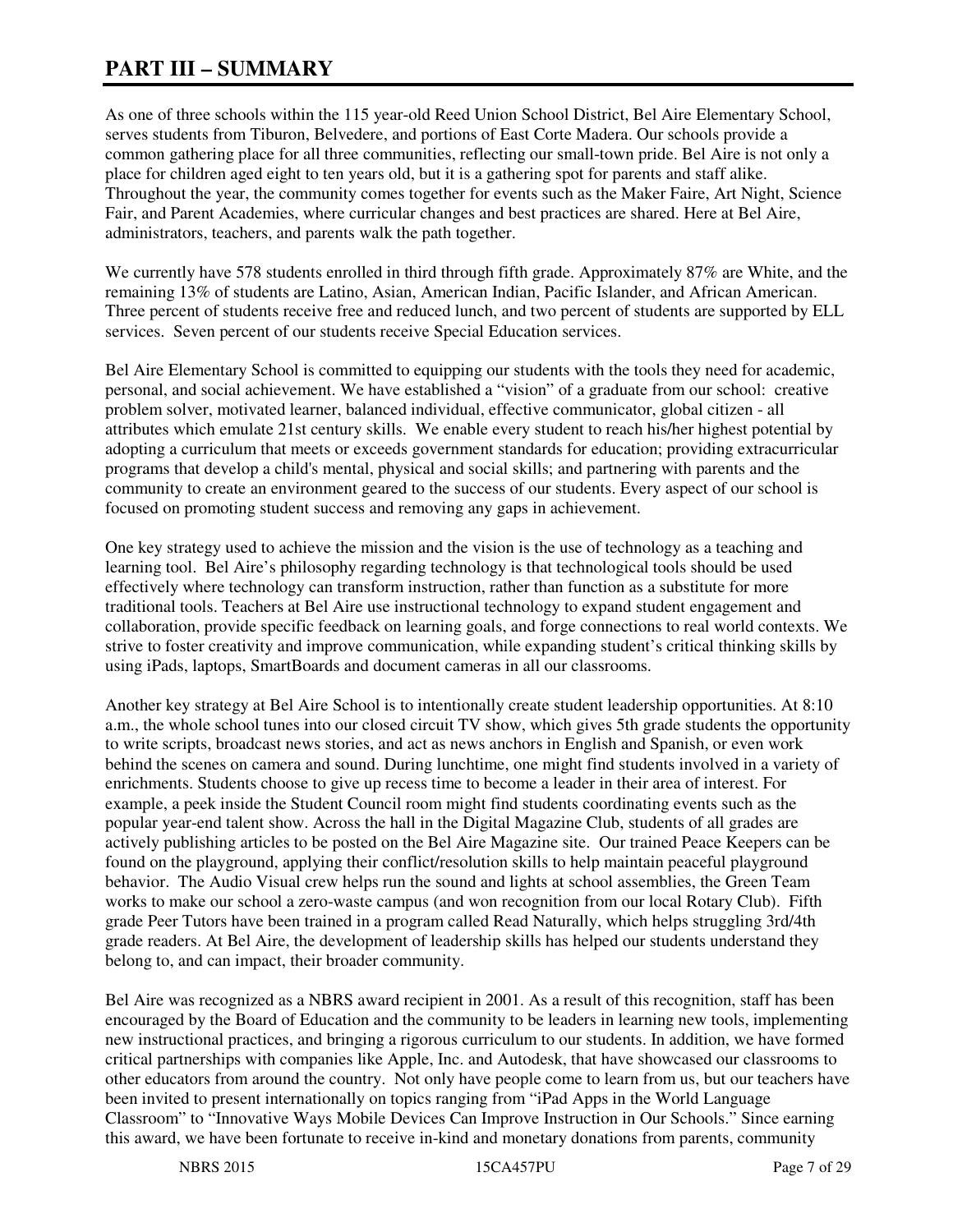# PART III – SUMMARY

As one of three schools within the 115 year-old Reed Union School District, Bel Aire Elementary School, serves students from Tiburon, Belvedere, and portions of East Corte Madera. Our schools provide a common gathering place for all three communities, reflecting our small-town pride. Bel Aire is not only a place for children aged eight to ten years old, but it is a gathering spot for parents and staff alike. Throughout the year, the community comes together for events such as the Maker Faire, Art Night, Science Fair, and Parent Academies, where curricular changes and best practices are shared. Here at Bel Aire, administrators, teachers, and parents walk the path together.

We currently have 578 students enrolled in third through fifth grade. Approximately 87% are White, and the remaining 13% of students are Latino, Asian, American Indian, Pacific Islander, and African American. Three percent of students receive free and reduced lunch, and two percent of students are supported by ELL services. Seven percent of our students receive Special Education services.

Bel Aire Elementary School is committed to equipping our students with the tools they need for academic, personal, and social achievement. We have established a "vision" of a graduate from our school: creative problem solver, motivated learner, balanced individual, effective communicator, global citizen - all attributes which emulate 21st century skills. We enable every student to reach his/her highest potential by adopting a curriculum that meets or exceeds government standards for education; providing extracurricular programs that develop a child's mental, physical and social skills; and partnering with parents and the community to create an environment geared to the success of our students. Every aspect of our school is focused on promoting student success and removing any gaps in achievement.

One key strategy used to achieve the mission and the vision is the use of technology as a teaching and learning tool. Bel Aire's philosophy regarding technology is that technological tools should be used effectively where technology can transform instruction, rather than function as a substitute for more traditional tools. Teachers at Bel Aire use instructional technology to expand student engagement and collaboration, provide specific feedback on learning goals, and forge connections to real world contexts. We strive to foster creativity and improve communication, while expanding student's critical thinking skills by using iPads, laptops, SmartBoards and document cameras in all our classrooms.

Another key strategy at Bel Aire School is to intentionally create student leadership opportunities. At 8:10 a.m., the whole school tunes into our closed circuit TV show, which gives 5th grade students the opportunity to write scripts, broadcast news stories, and act as news anchors in English and Spanish, or even work behind the scenes on camera and sound. During lunchtime, one might find students involved in a variety of enrichments. Students choose to give up recess time to become a leader in their area of interest. For example, a peek inside the Student Council room might find students coordinating events such as the popular year-end talent show. Across the hall in the Digital Magazine Club, students of all grades are actively publishing articles to be posted on the Bel Aire Magazine site. Our trained Peace Keepers can be found on the playground, applying their conflict/resolution skills to help maintain peaceful playground behavior. The Audio Visual crew helps run the sound and lights at school assemblies, the Green Team works to make our school a zero-waste campus (and won recognition from our local Rotary Club). Fifth grade Peer Tutors have been trained in a program called Read Naturally, which helps struggling 3rd/4th grade readers. At Bel Aire, the development of leadership skills has helped our students understand they belong to, and can impact, their broader community.

Bel Aire was recognized as a NBRS award recipient in 2001. As a result of this recognition, staff has been encouraged by the Board of Education and the community to be leaders in learning new tools, implementing new instructional practices, and bringing a rigorous curriculum to our students. In addition, we have formed critical partnerships with companies like Apple, Inc. and Autodesk, that have showcased our classrooms to other educators from around the country. Not only have people come to learn from us, but our teachers have been invited to present internationally on topics ranging from "iPad Apps in the World Language Classroom" to "Innovative Ways Mobile Devices Can Improve Instruction in Our Schools." Since earning this award, we have been fortunate to receive in-kind and monetary donations from parents, community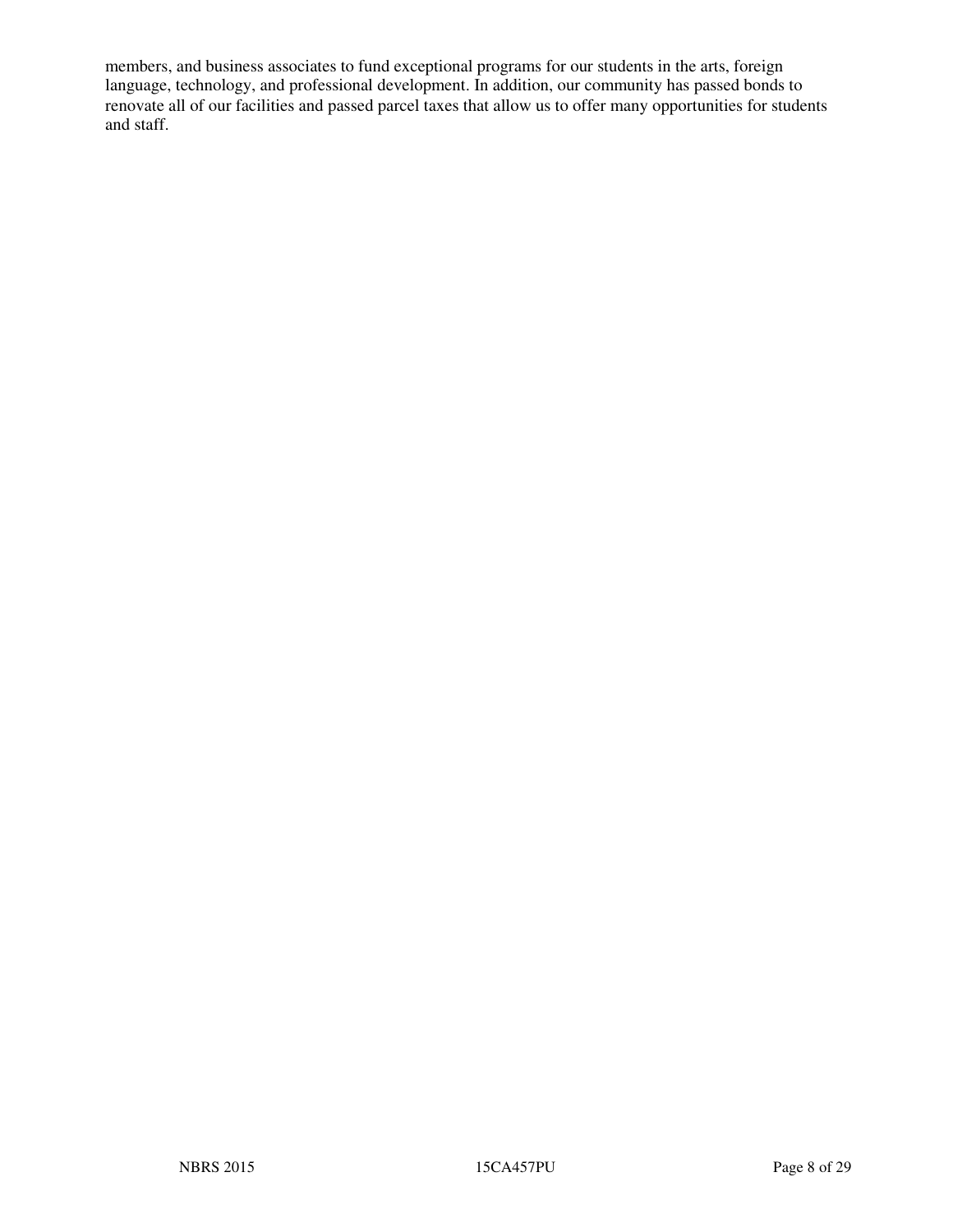members, and business associates to fund exceptional programs for our students in the arts, foreign language, technology, and professional development. In addition, our community has passed bonds to renovate all of our facilities and passed parcel taxes that allow us to offer many opportunities for students and staff.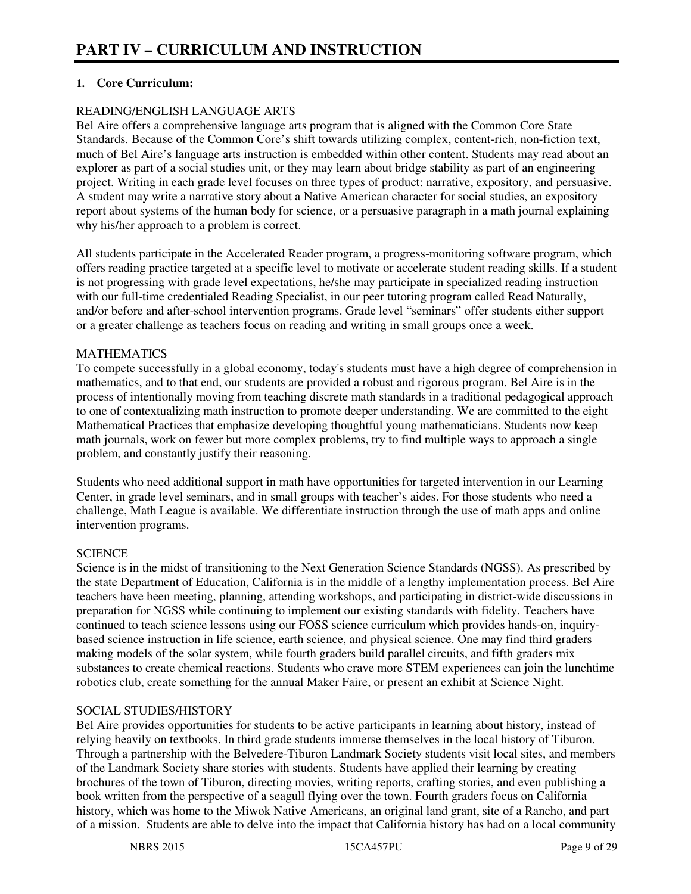# PART IV – CURRICULUM AND INSTRUCTION

**1. Core Curriculum:**

READING/ENGLISH LANGUAGE ARTS

Bel Aire offers a comprehensive language arts program that is aligned with the Common Core State Standards. Because of the Common Core's shift towards utilizing complex, content-rich, non-fiction text, much of Bel Aire's language arts instruction is embedded within other content. Students may read about an explorer as part of a social studies unit, or they may learn about bridge stability as part of an engineering project. Writing in each grade level focuses on three types of product: narrative, expository, and persuasive. A student may write a narrative story about a Native American character for social studies, an expository report about systems of the human body for science, or a persuasive paragraph in a math journal explaining why his/her approach to a problem is correct.

All students participate in the Accelerated Reader program, a progress-monitoring software program, which offers reading practice targeted at a specific level to motivate or accelerate student reading skills. If a student is not progressing with grade level expectations, he/she may participate in specialized reading instruction with our full-time credentialed Reading Specialist, in our peer tutoring program called Read Naturally, and/or before and after-school intervention programs. Grade level "seminars" offer students either support or a greater challenge as teachers focus on reading and writing in small groups once a week.

MATHEMATICS

To compete successfully in a global economy, today's students must have a high degree of comprehension in mathematics, and to that end, our students are provided a robust and rigorous program. Bel Aire is in the process of intentionally moving from teaching discrete math standards in a traditional pedagogical approach to one of contextualizing math instruction to promote deeper understanding. We are committed to the eight Mathematical Practices that emphasize developing thoughtful young mathematicians. Students now keep math journals, work on fewer but more complex problems, try to find multiple ways to approach a single problem, and constantly justify their reasoning.

Students who need additional support in math have opportunities for targeted intervention in our Learning Center, in grade level seminars, and in small groups with teacher's aides. For those students who need a challenge, Math League is available. We differentiate instruction through the use of math apps and online intervention programs.

SCIENCE

Science is in the midst of transitioning to the Next Generation Science Standards (NGSS). As prescribed by the state Department of Education, California is in the middle of a lengthy implementation process. Bel Aire teachers have been meeting, planning, attending workshops, and participating in district-wide discussions in preparation for NGSS while continuing to implement our existing standards with fidelity. Teachers have continued to teach science lessons using our FOSS science curriculum which provides hands-on, inquiry-based science instruction in life science, earth science, and physical science. One may find third graders making models of the solar system, while fourth graders build parallel circuits, and fifth graders mix substances to create chemical reactions. Students who crave more STEM experiences can join the lunchtime robotics club, create something for the annual Maker Faire, or present an exhibit at Science Night.

SOCIAL STUDIES/HISTORY

Bel Aire provides opportunities for students to be active participants in learning about history, instead of relying heavily on textbooks. In third grade students immerse themselves in the local history of Tiburon. Through a partnership with the Belvedere-Tiburon Landmark Society students visit local sites, and members of the Landmark Society share stories with students. Students have applied their learning by creating brochures of the town of Tiburon, directing movies, writing reports, crafting stories, and even publishing a book written from the perspective of a seagull flying over the town. Fourth graders focus on California history, which was home to the Miwok Native Americans, an original land grant, site of a Rancho, and part of a mission. Students are able to delve into the impact that California history has had on a local community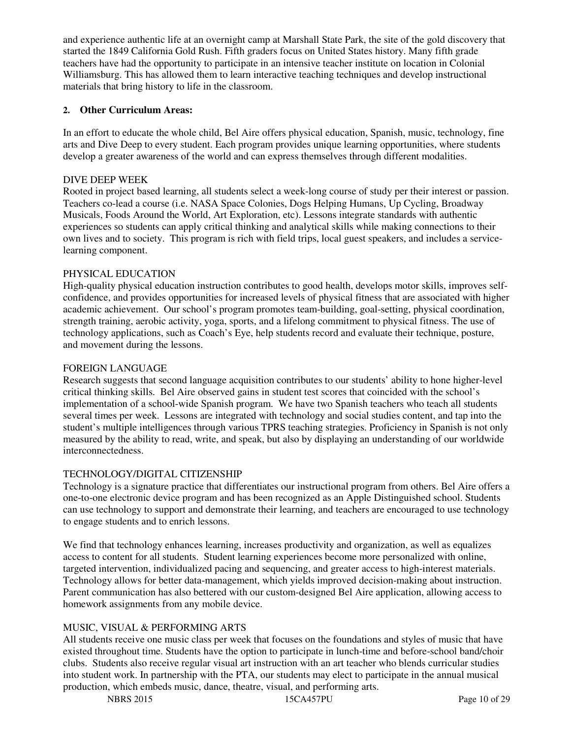and experience authentic life at an overnight camp at Marshall State Park, the site of the gold discovery that started the 1849 California Gold Rush. Fifth graders focus on United States history. Many fifth grade teachers have had the opportunity to participate in an intensive teacher institute on location in Colonial Williamsburg. This has allowed them to learn interactive teaching techniques and develop instructional materials that bring history to life in the classroom.

**2. Other Curriculum Areas:**

In an effort to educate the whole child, Bel Aire offers physical education, Spanish, music, technology, fine arts and Dive Deep to every student. Each program provides unique learning opportunities, where students develop a greater awareness of the world and can express themselves through different modalities.

DIVE DEEP WEEK

Rooted in project based learning, all students select a week-long course of study per their interest or passion. Teachers co-lead a course (i.e. NASA Space Colonies, Dogs Helping Humans, Up Cycling, Broadway Musicals, Foods Around the World, Art Exploration, etc). Lessons integrate standards with authentic experiences so students can apply critical thinking and analytical skills while making connections to their own lives and to society. This program is rich with field trips, local guest speakers, and includes a service-learning component.

PHYSICAL EDUCATION

High-quality physical education instruction contributes to good health, develops motor skills, improves self-confidence, and provides opportunities for increased levels of physical fitness that are associated with higher academic achievement. Our school's program promotes team-building, goal-setting, physical coordination, strength training, aerobic activity, yoga, sports, and a lifelong commitment to physical fitness. The use of technology applications, such as Coach's Eye, help students record and evaluate their technique, posture, and movement during the lessons.

FOREIGN LANGUAGE

Research suggests that second language acquisition contributes to our students' ability to hone higher-level critical thinking skills. Bel Aire observed gains in student test scores that coincided with the school's implementation of a school-wide Spanish program. We have two Spanish teachers who teach all students several times per week. Lessons are integrated with technology and social studies content, and tap into the student's multiple intelligences through various TPRS teaching strategies. Proficiency in Spanish is not only measured by the ability to read, write, and speak, but also by displaying an understanding of our worldwide interconnectedness.

TECHNOLOGY/DIGITAL CITIZENSHIP

Technology is a signature practice that differentiates our instructional program from others. Bel Aire offers a one-to-one electronic device program and has been recognized as an Apple Distinguished school. Students can use technology to support and demonstrate their learning, and teachers are encouraged to use technology to engage students and to enrich lessons.

We find that technology enhances learning, increases productivity and organization, as well as equalizes access to content for all students. Student learning experiences become more personalized with online, targeted intervention, individualized pacing and sequencing, and greater access to high-interest materials. Technology allows for better data-management, which yields improved decision-making about instruction. Parent communication has also bettered with our custom-designed Bel Aire application, allowing access to homework assignments from any mobile device.

MUSIC, VISUAL & PERFORMING ARTS

All students receive one music class per week that focuses on the foundations and styles of music that have existed throughout time. Students have the option to participate in lunch-time and before-school band/choir clubs. Students also receive regular visual art instruction with an art teacher who blends curricular studies into student work. In partnership with the PTA, our students may elect to participate in the annual musical production, which embeds music, dance, theatre, visual, and performing arts.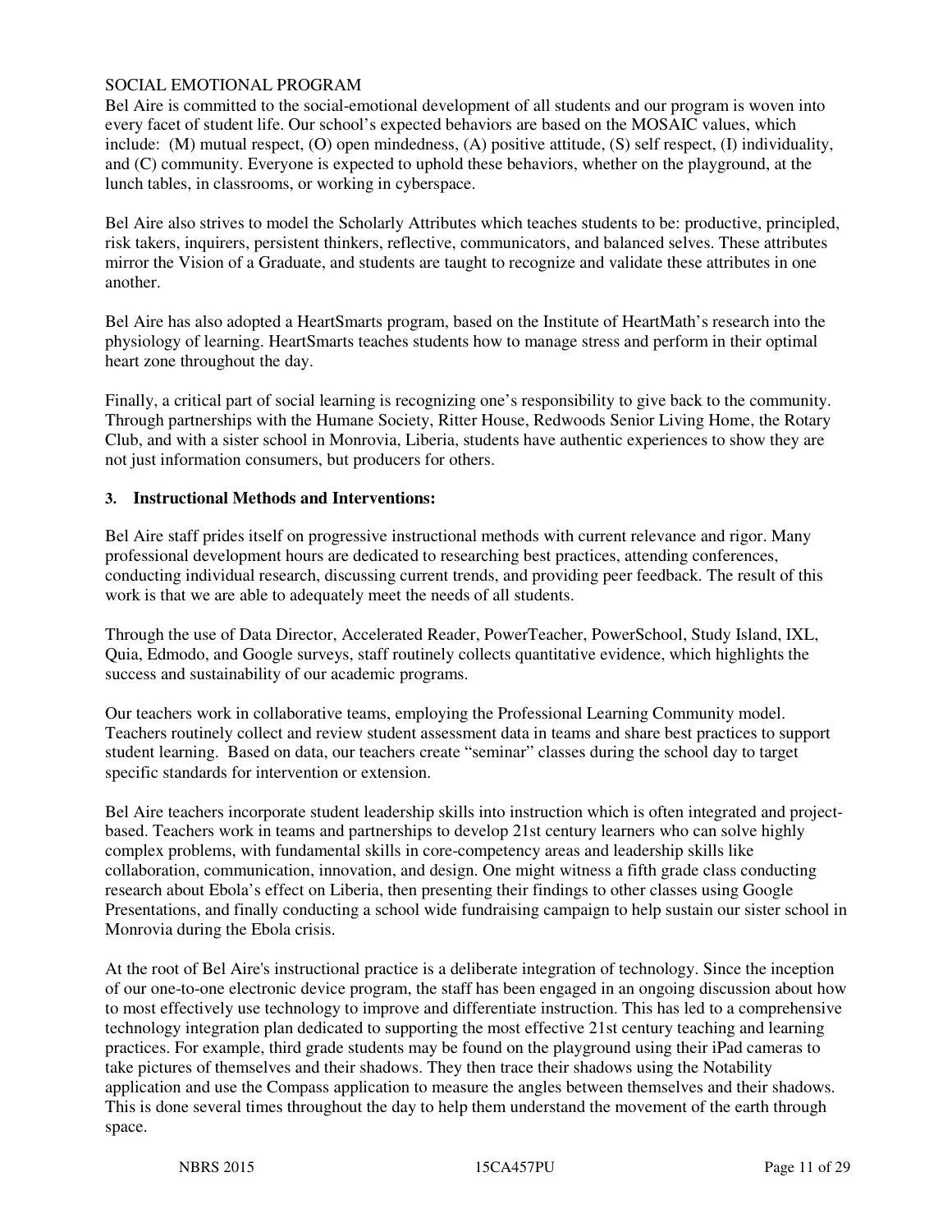SOCIAL EMOTIONAL PROGRAM

Bel Aire is committed to the social-emotional development of all students and our program is woven into every facet of student life. Our school's expected behaviors are based on the MOSAIC values, which include: (M) mutual respect, (O) open mindedness, (A) positive attitude, (S) self respect, (I) individuality, and (C) community. Everyone is expected to uphold these behaviors, whether on the playground, at the lunch tables, in classrooms, or working in cyberspace.

Bel Aire also strives to model the Scholarly Attributes which teaches students to be: productive, principled, risk takers, inquirers, persistent thinkers, reflective, communicators, and balanced selves. These attributes mirror the Vision of a Graduate, and students are taught to recognize and validate these attributes in one another.

Bel Aire has also adopted a HeartSmarts program, based on the Institute of HeartMath's research into the physiology of learning. HeartSmarts teaches students how to manage stress and perform in their optimal heart zone throughout the day.

Finally, a critical part of social learning is recognizing one's responsibility to give back to the community. Through partnerships with the Humane Society, Ritter House, Redwoods Senior Living Home, the Rotary Club, and with a sister school in Monrovia, Liberia, students have authentic experiences to show they are not just information consumers, but producers for others.

**3. Instructional Methods and Interventions:**

Bel Aire staff prides itself on progressive instructional methods with current relevance and rigor. Many professional development hours are dedicated to researching best practices, attending conferences, conducting individual research, discussing current trends, and providing peer feedback. The result of this work is that we are able to adequately meet the needs of all students.

Through the use of Data Director, Accelerated Reader, PowerTeacher, PowerSchool, Study Island, IXL, Quia, Edmodo, and Google surveys, staff routinely collects quantitative evidence, which highlights the success and sustainability of our academic programs.

Our teachers work in collaborative teams, employing the Professional Learning Community model. Teachers routinely collect and review student assessment data in teams and share best practices to support student learning. Based on data, our teachers create "seminar" classes during the school day to target specific standards for intervention or extension.

Bel Aire teachers incorporate student leadership skills into instruction which is often integrated and project-based. Teachers work in teams and partnerships to develop 21st century learners who can solve highly complex problems, with fundamental skills in core-competency areas and leadership skills like collaboration, communication, innovation, and design. One might witness a fifth grade class conducting research about Ebola's effect on Liberia, then presenting their findings to other classes using Google Presentations, and finally conducting a school wide fundraising campaign to help sustain our sister school in Monrovia during the Ebola crisis.

At the root of Bel Aire's instructional practice is a deliberate integration of technology. Since the inception of our one-to-one electronic device program, the staff has been engaged in an ongoing discussion about how to most effectively use technology to improve and differentiate instruction. This has led to a comprehensive technology integration plan dedicated to supporting the most effective 21st century teaching and learning practices. For example, third grade students may be found on the playground using their iPad cameras to take pictures of themselves and their shadows. They then trace their shadows using the Notability application and use the Compass application to measure the angles between themselves and their shadows. This is done several times throughout the day to help them understand the movement of the earth through space.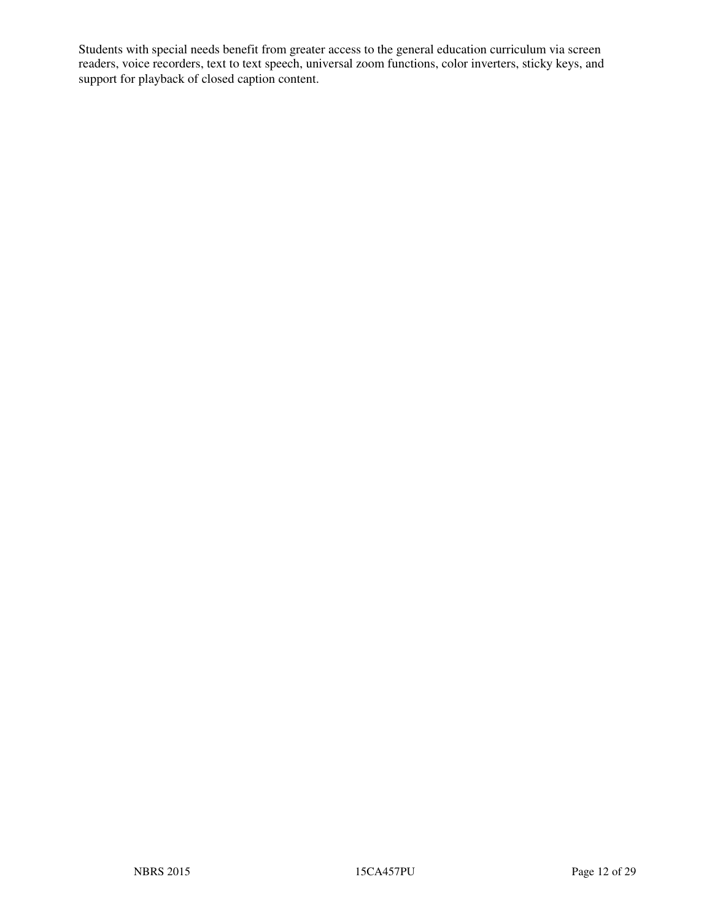Students with special needs benefit from greater access to the general education curriculum via screen readers, voice recorders, text to text speech, universal zoom functions, color inverters, sticky keys, and support for playback of closed caption content.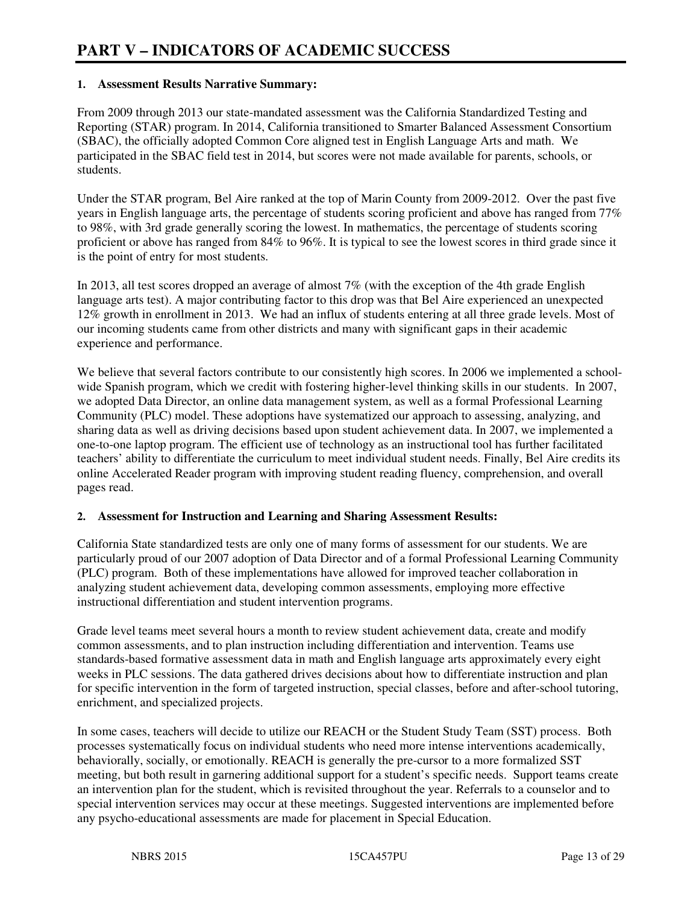# PART V – INDICATORS OF ACADEMIC SUCCESS

## 1. Assessment Results Narrative Summary:

From 2009 through 2013 our state-mandated assessment was the California Standardized Testing and Reporting (STAR) program. In 2014, California transitioned to Smarter Balanced Assessment Consortium (SBAC), the officially adopted Common Core aligned test in English Language Arts and math. We participated in the SBAC field test in 2014, but scores were not made available for parents, schools, or students.

Under the STAR program, Bel Aire ranked at the top of Marin County from 2009-2012. Over the past five years in English language arts, the percentage of students scoring proficient and above has ranged from 77% to 98%, with 3rd grade generally scoring the lowest. In mathematics, the percentage of students scoring proficient or above has ranged from 84% to 96%. It is typical to see the lowest scores in third grade since it is the point of entry for most students.

In 2013, all test scores dropped an average of almost 7% (with the exception of the 4th grade English language arts test). A major contributing factor to this drop was that Bel Aire experienced an unexpected 12% growth in enrollment in 2013. We had an influx of students entering at all three grade levels. Most of our incoming students came from other districts and many with significant gaps in their academic experience and performance.

We believe that several factors contribute to our consistently high scores. In 2006 we implemented a school-wide Spanish program, which we credit with fostering higher-level thinking skills in our students. In 2007, we adopted Data Director, an online data management system, as well as a formal Professional Learning Community (PLC) model. These adoptions have systematized our approach to assessing, analyzing, and sharing data as well as driving decisions based upon student achievement data. In 2007, we implemented a one-to-one laptop program. The efficient use of technology as an instructional tool has further facilitated teachers' ability to differentiate the curriculum to meet individual student needs. Finally, Bel Aire credits its online Accelerated Reader program with improving student reading fluency, comprehension, and overall pages read.

## 2. Assessment for Instruction and Learning and Sharing Assessment Results:

California State standardized tests are only one of many forms of assessment for our students. We are particularly proud of our 2007 adoption of Data Director and of a formal Professional Learning Community (PLC) program. Both of these implementations have allowed for improved teacher collaboration in analyzing student achievement data, developing common assessments, employing more effective instructional differentiation and student intervention programs.

Grade level teams meet several hours a month to review student achievement data, create and modify common assessments, and to plan instruction including differentiation and intervention. Teams use standards-based formative assessment data in math and English language arts approximately every eight weeks in PLC sessions. The data gathered drives decisions about how to differentiate instruction and plan for specific intervention in the form of targeted instruction, special classes, before and after-school tutoring, enrichment, and specialized projects.

In some cases, teachers will decide to utilize our REACH or the Student Study Team (SST) process. Both processes systematically focus on individual students who need more intense interventions academically, behaviorally, socially, or emotionally. REACH is generally the pre-cursor to a more formalized SST meeting, but both result in garnering additional support for a student's specific needs. Support teams create an intervention plan for the student, which is revisited throughout the year. Referrals to a counselor and to special intervention services may occur at these meetings. Suggested interventions are implemented before any psycho-educational assessments are made for placement in Special Education.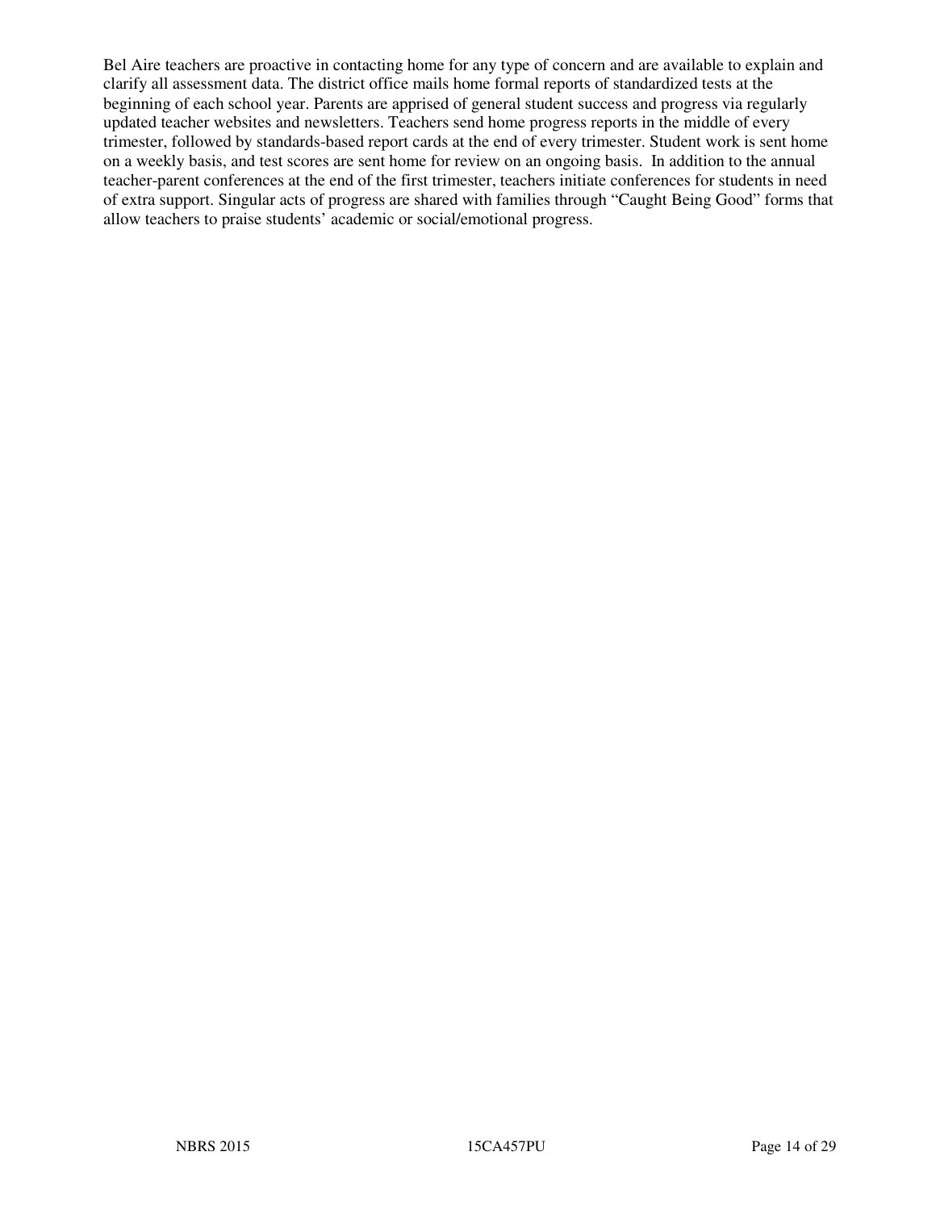Bel Aire teachers are proactive in contacting home for any type of concern and are available to explain and clarify all assessment data. The district office mails home formal reports of standardized tests at the beginning of each school year. Parents are apprised of general student success and progress via regularly updated teacher websites and newsletters. Teachers send home progress reports in the middle of every trimester, followed by standards-based report cards at the end of every trimester. Student work is sent home on a weekly basis, and test scores are sent home for review on an ongoing basis. In addition to the annual teacher-parent conferences at the end of the first trimester, teachers initiate conferences for students in need of extra support. Singular acts of progress are shared with families through "Caught Being Good" forms that allow teachers to praise students' academic or social/emotional progress.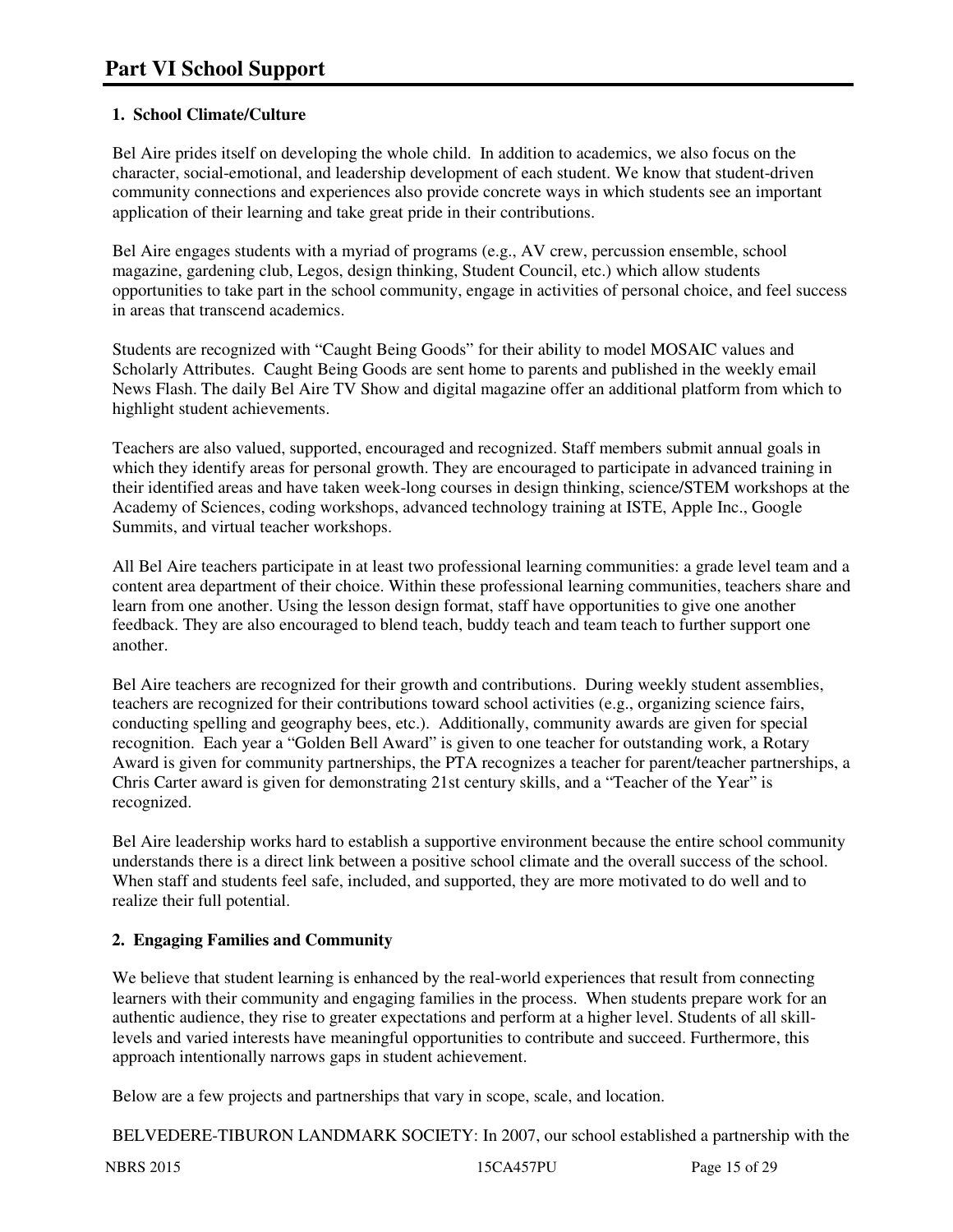# Part VI School Support

### 1. School Climate/Culture

Bel Aire prides itself on developing the whole child. In addition to academics, we also focus on the character, social-emotional, and leadership development of each student. We know that student-driven community connections and experiences also provide concrete ways in which students see an important application of their learning and take great pride in their contributions.

Bel Aire engages students with a myriad of programs (e.g., AV crew, percussion ensemble, school magazine, gardening club, Legos, design thinking, Student Council, etc.) which allow students opportunities to take part in the school community, engage in activities of personal choice, and feel success in areas that transcend academics.

Students are recognized with "Caught Being Goods" for their ability to model MOSAIC values and Scholarly Attributes. Caught Being Goods are sent home to parents and published in the weekly email News Flash. The daily Bel Aire TV Show and digital magazine offer an additional platform from which to highlight student achievements.

Teachers are also valued, supported, encouraged and recognized. Staff members submit annual goals in which they identify areas for personal growth. They are encouraged to participate in advanced training in their identified areas and have taken week-long courses in design thinking, science/STEM workshops at the Academy of Sciences, coding workshops, advanced technology training at ISTE, Apple Inc., Google Summits, and virtual teacher workshops.

All Bel Aire teachers participate in at least two professional learning communities: a grade level team and a content area department of their choice. Within these professional learning communities, teachers share and learn from one another. Using the lesson design format, staff have opportunities to give one another feedback. They are also encouraged to blend teach, buddy teach and team teach to further support one another.

Bel Aire teachers are recognized for their growth and contributions. During weekly student assemblies, teachers are recognized for their contributions toward school activities (e.g., organizing science fairs, conducting spelling and geography bees, etc.). Additionally, community awards are given for special recognition. Each year a "Golden Bell Award" is given to one teacher for outstanding work, a Rotary Award is given for community partnerships, the PTA recognizes a teacher for parent/teacher partnerships, a Chris Carter award is given for demonstrating 21st century skills, and a "Teacher of the Year" is recognized.

Bel Aire leadership works hard to establish a supportive environment because the entire school community understands there is a direct link between a positive school climate and the overall success of the school. When staff and students feel safe, included, and supported, they are more motivated to do well and to realize their full potential.

### 2. Engaging Families and Community

We believe that student learning is enhanced by the real-world experiences that result from connecting learners with their community and engaging families in the process. When students prepare work for an authentic audience, they rise to greater expectations and perform at a higher level. Students of all skill-levels and varied interests have meaningful opportunities to contribute and succeed. Furthermore, this approach intentionally narrows gaps in student achievement.

Below are a few projects and partnerships that vary in scope, scale, and location.

BELVEDERE-TIBURON LANDMARK SOCIETY: In 2007, our school established a partnership with the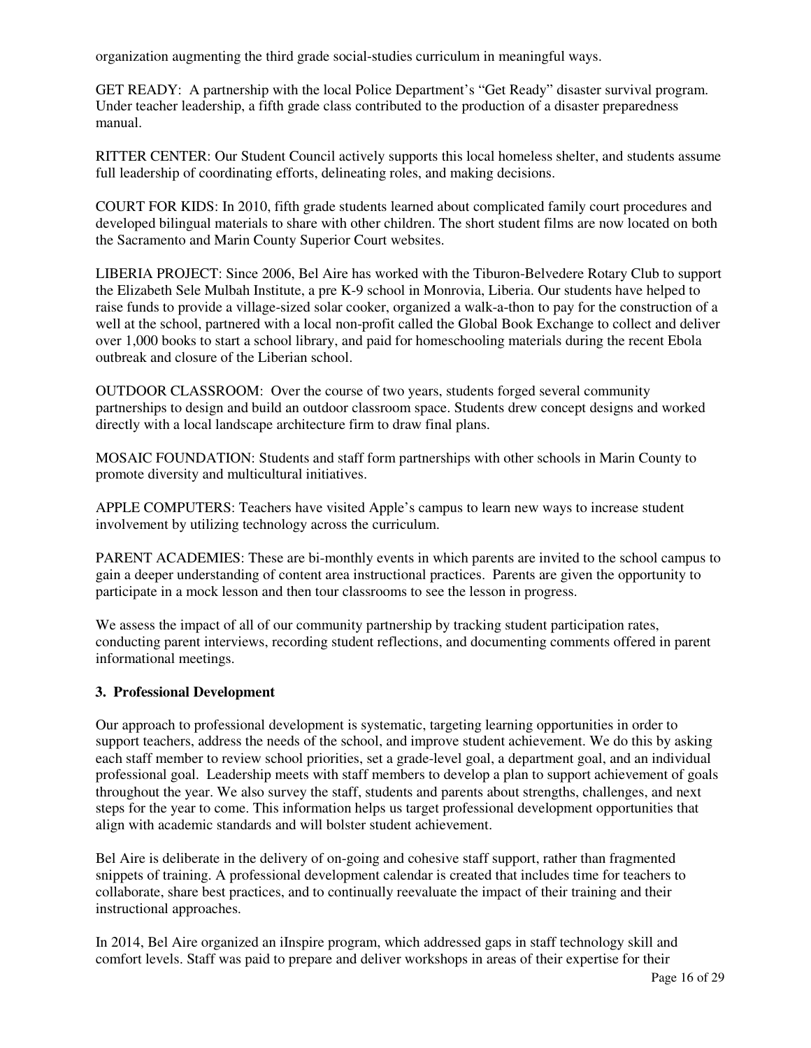organization augmenting the third grade social-studies curriculum in meaningful ways.

GET READY: A partnership with the local Police Department's "Get Ready" disaster survival program. Under teacher leadership, a fifth grade class contributed to the production of a disaster preparedness manual.

RITTER CENTER: Our Student Council actively supports this local homeless shelter, and students assume full leadership of coordinating efforts, delineating roles, and making decisions.

COURT FOR KIDS: In 2010, fifth grade students learned about complicated family court procedures and developed bilingual materials to share with other children. The short student films are now located on both the Sacramento and Marin County Superior Court websites.

LIBERIA PROJECT: Since 2006, Bel Aire has worked with the Tiburon-Belvedere Rotary Club to support the Elizabeth Sele Mulbah Institute, a pre K-9 school in Monrovia, Liberia. Our students have helped to raise funds to provide a village-sized solar cooker, organized a walk-a-thon to pay for the construction of a well at the school, partnered with a local non-profit called the Global Book Exchange to collect and deliver over 1,000 books to start a school library, and paid for homeschooling materials during the recent Ebola outbreak and closure of the Liberian school.

OUTDOOR CLASSROOM: Over the course of two years, students forged several community partnerships to design and build an outdoor classroom space. Students drew concept designs and worked directly with a local landscape architecture firm to draw final plans.

MOSAIC FOUNDATION: Students and staff form partnerships with other schools in Marin County to promote diversity and multicultural initiatives.

APPLE COMPUTERS: Teachers have visited Apple's campus to learn new ways to increase student involvement by utilizing technology across the curriculum.

PARENT ACADEMIES: These are bi-monthly events in which parents are invited to the school campus to gain a deeper understanding of content area instructional practices. Parents are given the opportunity to participate in a mock lesson and then tour classrooms to see the lesson in progress.

We assess the impact of all of our community partnership by tracking student participation rates, conducting parent interviews, recording student reflections, and documenting comments offered in parent informational meetings.

### 3. Professional Development

Our approach to professional development is systematic, targeting learning opportunities in order to support teachers, address the needs of the school, and improve student achievement. We do this by asking each staff member to review school priorities, set a grade-level goal, a department goal, and an individual professional goal. Leadership meets with staff members to develop a plan to support achievement of goals throughout the year. We also survey the staff, students and parents about strengths, challenges, and next steps for the year to come. This information helps us target professional development opportunities that align with academic standards and will bolster student achievement.

Bel Aire is deliberate in the delivery of on-going and cohesive staff support, rather than fragmented snippets of training. A professional development calendar is created that includes time for teachers to collaborate, share best practices, and to continually reevaluate the impact of their training and their instructional approaches.

In 2014, Bel Aire organized an iInspire program, which addressed gaps in staff technology skill and comfort levels. Staff was paid to prepare and deliver workshops in areas of their expertise for their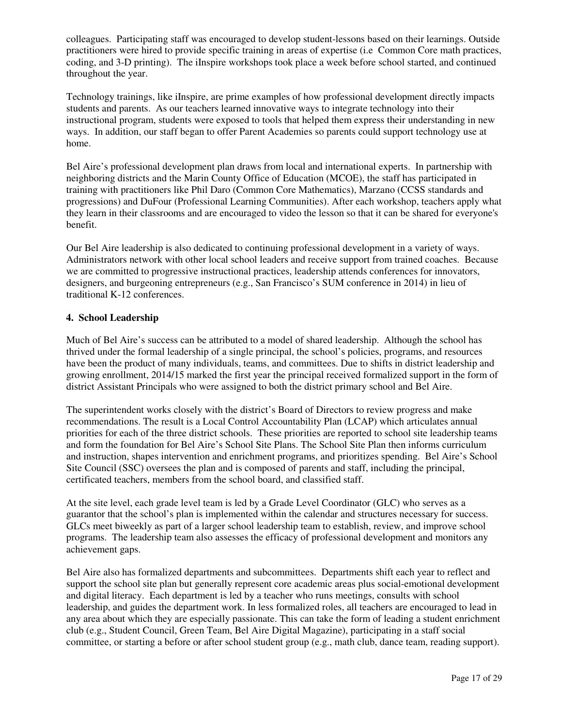colleagues. Participating staff was encouraged to develop student-lessons based on their learnings. Outside practitioners were hired to provide specific training in areas of expertise (i.e Common Core math practices, coding, and 3-D printing). The iInspire workshops took place a week before school started, and continued throughout the year.

Technology trainings, like iInspire, are prime examples of how professional development directly impacts students and parents. As our teachers learned innovative ways to integrate technology into their instructional program, students were exposed to tools that helped them express their understanding in new ways. In addition, our staff began to offer Parent Academies so parents could support technology use at home.

Bel Aire's professional development plan draws from local and international experts. In partnership with neighboring districts and the Marin County Office of Education (MCOE), the staff has participated in training with practitioners like Phil Daro (Common Core Mathematics), Marzano (CCSS standards and progressions) and DuFour (Professional Learning Communities). After each workshop, teachers apply what they learn in their classrooms and are encouraged to video the lesson so that it can be shared for everyone's benefit.

Our Bel Aire leadership is also dedicated to continuing professional development in a variety of ways. Administrators network with other local school leaders and receive support from trained coaches. Because we are committed to progressive instructional practices, leadership attends conferences for innovators, designers, and burgeoning entrepreneurs (e.g., San Francisco's SUM conference in 2014) in lieu of traditional K-12 conferences.

**4. School Leadership**

Much of Bel Aire's success can be attributed to a model of shared leadership. Although the school has thrived under the formal leadership of a single principal, the school's policies, programs, and resources have been the product of many individuals, teams, and committees. Due to shifts in district leadership and growing enrollment, 2014/15 marked the first year the principal received formalized support in the form of district Assistant Principals who were assigned to both the district primary school and Bel Aire.

The superintendent works closely with the district's Board of Directors to review progress and make recommendations. The result is a Local Control Accountability Plan (LCAP) which articulates annual priorities for each of the three district schools. These priorities are reported to school site leadership teams and form the foundation for Bel Aire's School Site Plans. The School Site Plan then informs curriculum and instruction, shapes intervention and enrichment programs, and prioritizes spending. Bel Aire's School Site Council (SSC) oversees the plan and is composed of parents and staff, including the principal, certificated teachers, members from the school board, and classified staff.

At the site level, each grade level team is led by a Grade Level Coordinator (GLC) who serves as a guarantor that the school's plan is implemented within the calendar and structures necessary for success. GLCs meet biweekly as part of a larger school leadership team to establish, review, and improve school programs. The leadership team also assesses the efficacy of professional development and monitors any achievement gaps.

Bel Aire also has formalized departments and subcommittees. Departments shift each year to reflect and support the school site plan but generally represent core academic areas plus social-emotional development and digital literacy. Each department is led by a teacher who runs meetings, consults with school leadership, and guides the department work. In less formalized roles, all teachers are encouraged to lead in any area about which they are especially passionate. This can take the form of leading a student enrichment club (e.g., Student Council, Green Team, Bel Aire Digital Magazine), participating in a staff social committee, or starting a before or after school student group (e.g., math club, dance team, reading support).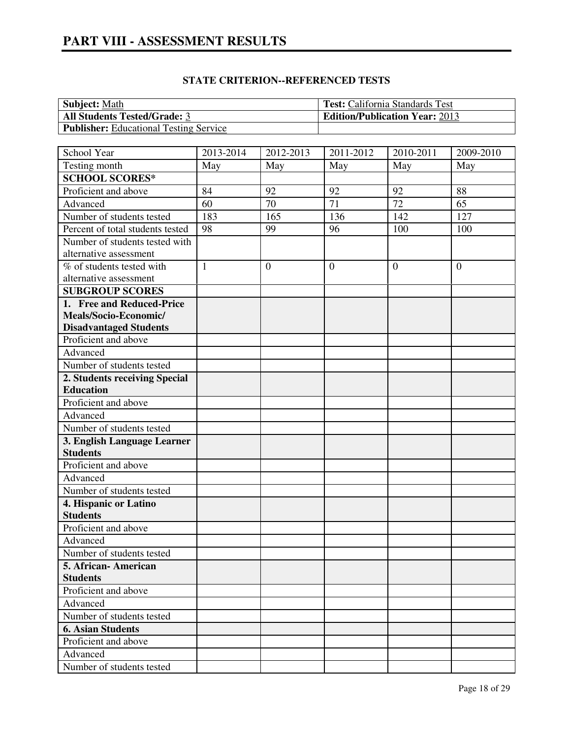# PART VIII - ASSESSMENT RESULTS

**STATE CRITERION--REFERENCED TESTS**

| **Subject:** Math | **Test:** California Standards Test |
|---|---|
| **All Students Tested/Grade:** 3 | **Edition/Publication Year:** 2013 |
| **Publisher:** Educational Testing Service | |

| School Year | 2013-2014 | 2012-2013 | 2011-2012 | 2010-2011 | 2009-2010 |
|---|---|---|---|---|---|
| Testing month | May | May | May | May | May |
| **SCHOOL SCORES*** | | | | | |
| Proficient and above | 84 | 92 | 92 | 92 | 88 |
| Advanced | 60 | 70 | 71 | 72 | 65 |
| Number of students tested | 183 | 165 | 136 | 142 | 127 |
| Percent of total students tested | 98 | 99 | 96 | 100 | 100 |
| Number of students tested with alternative assessment | | | | | |
| % of students tested with alternative assessment | 1 | 0 | 0 | 0 | 0 |
| **SUBGROUP SCORES** | | | | | |
| **1. Free and Reduced-Price Meals/Socio-Economic/ Disadvantaged Students** | | | | | |
| Proficient and above | | | | | |
| Advanced | | | | | |
| Number of students tested | | | | | |
| **2. Students receiving Special Education** | | | | | |
| Proficient and above | | | | | |
| Advanced | | | | | |
| Number of students tested | | | | | |
| **3. English Language Learner Students** | | | | | |
| Proficient and above | | | | | |
| Advanced | | | | | |
| Number of students tested | | | | | |
| **4. Hispanic or Latino Students** | | | | | |
| Proficient and above | | | | | |
| Advanced | | | | | |
| Number of students tested | | | | | |
| **5. African- American Students** | | | | | |
| Proficient and above | | | | | |
| Advanced | | | | | |
| Number of students tested | | | | | |
| **6. Asian Students** | | | | | |
| Proficient and above | | | | | |
| Advanced | | | | | |
| Number of students tested | | | | | |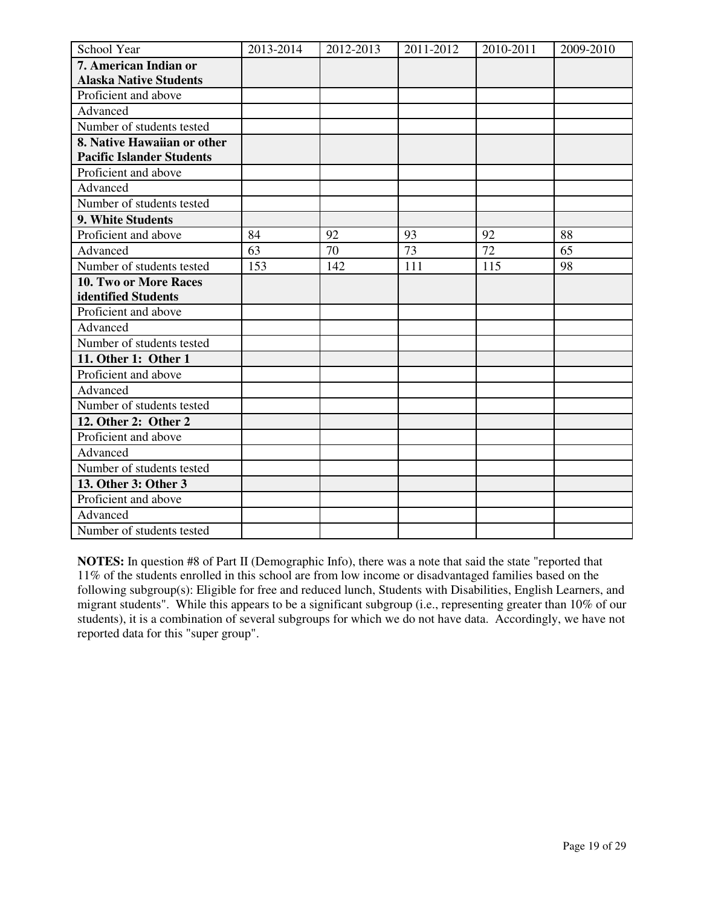| School Year | 2013-2014 | 2012-2013 | 2011-2012 | 2010-2011 | 2009-2010 |
|---|---|---|---|---|---|
| **7. American Indian or Alaska Native Students** | | | | | |
| Proficient and above | | | | | |
| Advanced | | | | | |
| Number of students tested | | | | | |
| **8. Native Hawaiian or other Pacific Islander Students** | | | | | |
| Proficient and above | | | | | |
| Advanced | | | | | |
| Number of students tested | | | | | |
| **9. White Students** | | | | | |
| Proficient and above | 84 | 92 | 93 | 92 | 88 |
| Advanced | 63 | 70 | 73 | 72 | 65 |
| Number of students tested | 153 | 142 | 111 | 115 | 98 |
| **10. Two or More Races identified Students** | | | | | |
| Proficient and above | | | | | |
| Advanced | | | | | |
| Number of students tested | | | | | |
| **11. Other 1: Other 1** | | | | | |
| Proficient and above | | | | | |
| Advanced | | | | | |
| Number of students tested | | | | | |
| **12. Other 2: Other 2** | | | | | |
| Proficient and above | | | | | |
| Advanced | | | | | |
| Number of students tested | | | | | |
| **13. Other 3: Other 3** | | | | | |
| Proficient and above | | | | | |
| Advanced | | | | | |
| Number of students tested | | | | | |

**NOTES:** In question #8 of Part II (Demographic Info), there was a note that said the state "reported that 11% of the students enrolled in this school are from low income or disadvantaged families based on the following subgroup(s): Eligible for free and reduced lunch, Students with Disabilities, English Learners, and migrant students". While this appears to be a significant subgroup (i.e., representing greater than 10% of our students), it is a combination of several subgroups for which we do not have data. Accordingly, we have not reported data for this "super group".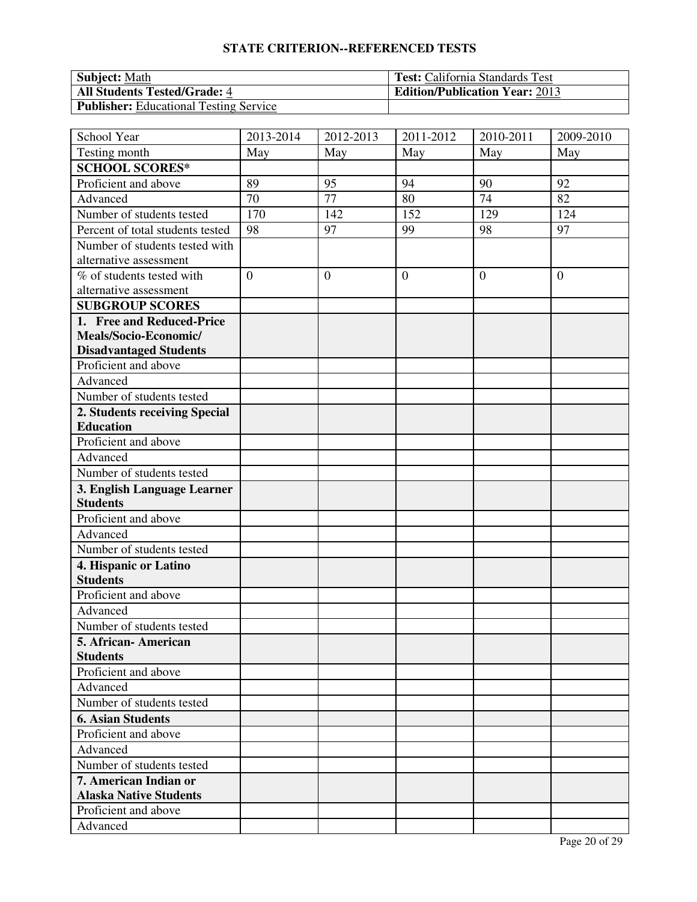**STATE CRITERION--REFERENCED TESTS**

| **Subject:** Math | **Test:** California Standards Test |
|---|---|
| **All Students Tested/Grade:** 4 | **Edition/Publication Year:** 2013 |
| **Publisher:** Educational Testing Service | |

| School Year | 2013-2014 | 2012-2013 | 2011-2012 | 2010-2011 | 2009-2010 |
|---|---|---|---|---|---|
| Testing month | May | May | May | May | May |
| **SCHOOL SCORES*** | | | | | |
| Proficient and above | 89 | 95 | 94 | 90 | 92 |
| Advanced | 70 | 77 | 80 | 74 | 82 |
| Number of students tested | 170 | 142 | 152 | 129 | 124 |
| Percent of total students tested | 98 | 97 | 99 | 98 | 97 |
| Number of students tested with alternative assessment | | | | | |
| % of students tested with alternative assessment | 0 | 0 | 0 | 0 | 0 |
| **SUBGROUP SCORES** | | | | | |
| **1. Free and Reduced-Price Meals/Socio-Economic/ Disadvantaged Students** | | | | | |
| Proficient and above | | | | | |
| Advanced | | | | | |
| Number of students tested | | | | | |
| **2. Students receiving Special Education** | | | | | |
| Proficient and above | | | | | |
| Advanced | | | | | |
| Number of students tested | | | | | |
| **3. English Language Learner Students** | | | | | |
| Proficient and above | | | | | |
| Advanced | | | | | |
| Number of students tested | | | | | |
| **4. Hispanic or Latino Students** | | | | | |
| Proficient and above | | | | | |
| Advanced | | | | | |
| Number of students tested | | | | | |
| **5. African- American Students** | | | | | |
| Proficient and above | | | | | |
| Advanced | | | | | |
| Number of students tested | | | | | |
| **6. Asian Students** | | | | | |
| Proficient and above | | | | | |
| Advanced | | | | | |
| Number of students tested | | | | | |
| **7. American Indian or Alaska Native Students** | | | | | |
| Proficient and above | | | | | |
| Advanced | | | | | |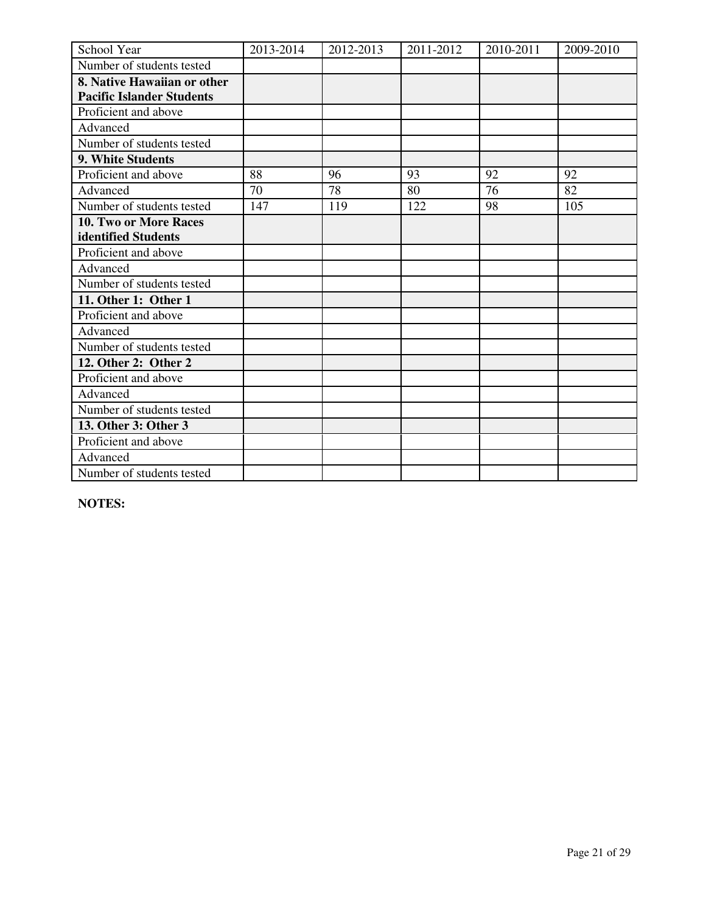| School Year | 2013-2014 | 2012-2013 | 2011-2012 | 2010-2011 | 2009-2010 |
|---|---|---|---|---|---|
| Number of students tested | | | | | |
| **8. Native Hawaiian or other Pacific Islander Students** | | | | | |
| Proficient and above | | | | | |
| Advanced | | | | | |
| Number of students tested | | | | | |
| **9. White Students** | | | | | |
| Proficient and above | 88 | 96 | 93 | 92 | 92 |
| Advanced | 70 | 78 | 80 | 76 | 82 |
| Number of students tested | 147 | 119 | 122 | 98 | 105 |
| **10. Two or More Races identified Students** | | | | | |
| Proficient and above | | | | | |
| Advanced | | | | | |
| Number of students tested | | | | | |
| **11. Other 1: Other 1** | | | | | |
| Proficient and above | | | | | |
| Advanced | | | | | |
| Number of students tested | | | | | |
| **12. Other 2: Other 2** | | | | | |
| Proficient and above | | | | | |
| Advanced | | | | | |
| Number of students tested | | | | | |
| **13. Other 3: Other 3** | | | | | |
| Proficient and above | | | | | |
| Advanced | | | | | |
| Number of students tested | | | | | |

**NOTES:**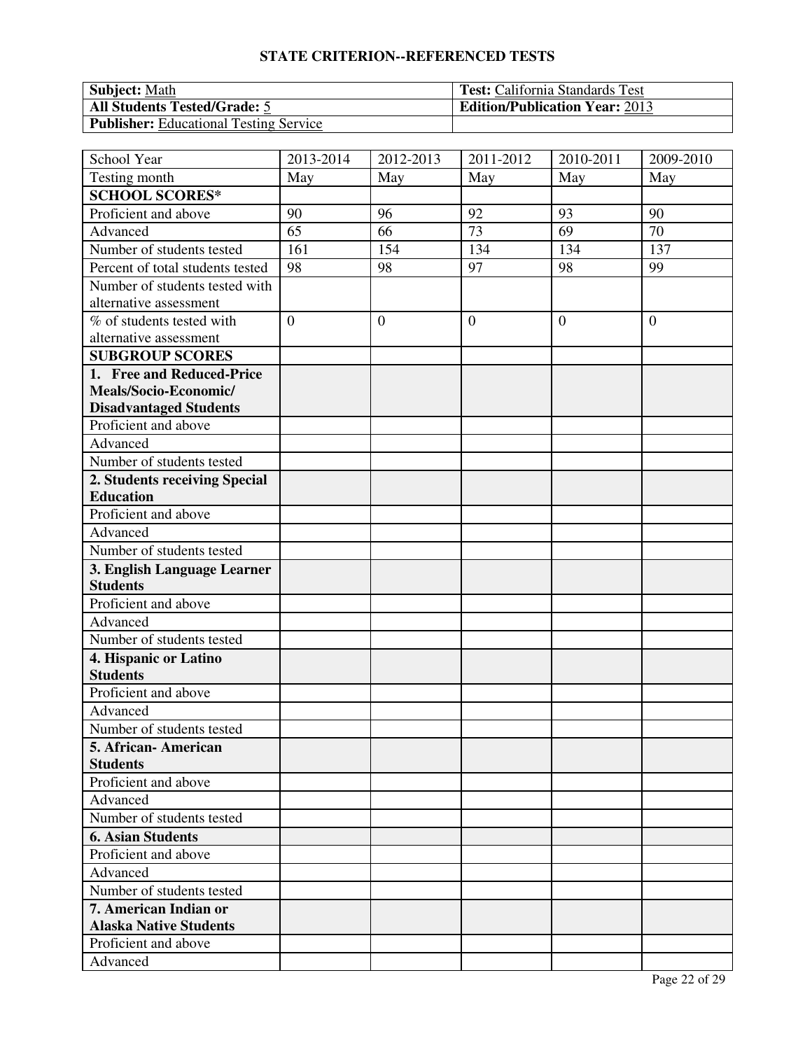## STATE CRITERION--REFERENCED TESTS

| **Subject:** Math | **Test:** California Standards Test |
|---|---|
| **All Students Tested/Grade:** 5 | **Edition/Publication Year:** 2013 |
| **Publisher:** Educational Testing Service | |

| School Year | 2013-2014 | 2012-2013 | 2011-2012 | 2010-2011 | 2009-2010 |
|---|---|---|---|---|---|
| Testing month | May | May | May | May | May |
| **SCHOOL SCORES*** | | | | | |
| Proficient and above | 90 | 96 | 92 | 93 | 90 |
| Advanced | 65 | 66 | 73 | 69 | 70 |
| Number of students tested | 161 | 154 | 134 | 134 | 137 |
| Percent of total students tested | 98 | 98 | 97 | 98 | 99 |
| Number of students tested with alternative assessment | | | | | |
| % of students tested with alternative assessment | 0 | 0 | 0 | 0 | 0 |
| **SUBGROUP SCORES** | | | | | |
| **1. Free and Reduced-Price Meals/Socio-Economic/ Disadvantaged Students** | | | | | |
| Proficient and above | | | | | |
| Advanced | | | | | |
| Number of students tested | | | | | |
| **2. Students receiving Special Education** | | | | | |
| Proficient and above | | | | | |
| Advanced | | | | | |
| Number of students tested | | | | | |
| **3. English Language Learner Students** | | | | | |
| Proficient and above | | | | | |
| Advanced | | | | | |
| Number of students tested | | | | | |
| **4. Hispanic or Latino Students** | | | | | |
| Proficient and above | | | | | |
| Advanced | | | | | |
| Number of students tested | | | | | |
| **5. African- American Students** | | | | | |
| Proficient and above | | | | | |
| Advanced | | | | | |
| Number of students tested | | | | | |
| **6. Asian Students** | | | | | |
| Proficient and above | | | | | |
| Advanced | | | | | |
| Number of students tested | | | | | |
| **7. American Indian or Alaska Native Students** | | | | | |
| Proficient and above | | | | | |
| Advanced | | | | | |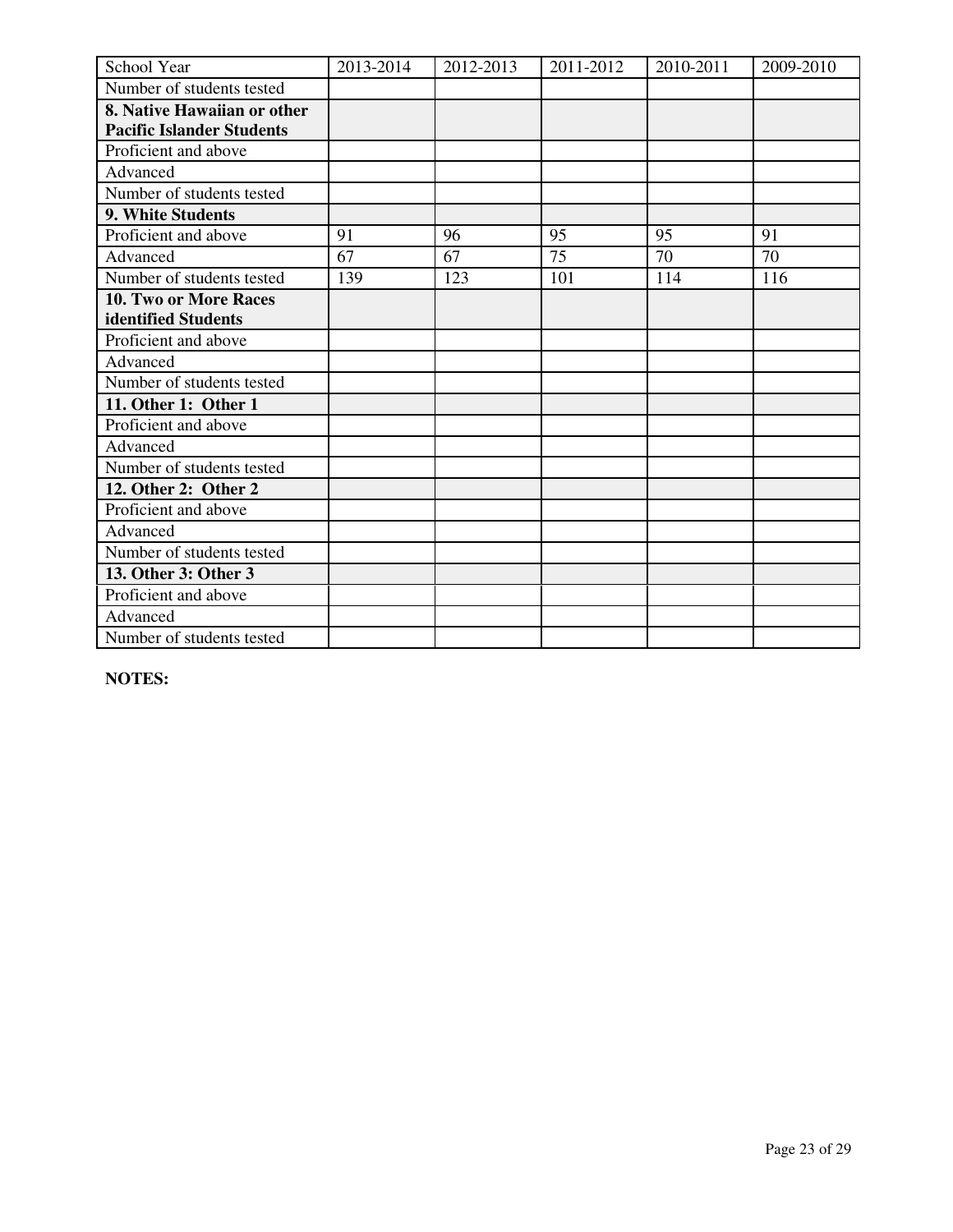| School Year | 2013-2014 | 2012-2013 | 2011-2012 | 2010-2011 | 2009-2010 |
|---|---|---|---|---|---|
| Number of students tested | | | | | |
| **8. Native Hawaiian or other Pacific Islander Students** | | | | | |
| Proficient and above | | | | | |
| Advanced | | | | | |
| Number of students tested | | | | | |
| **9. White Students** | | | | | |
| Proficient and above | 91 | 96 | 95 | 95 | 91 |
| Advanced | 67 | 67 | 75 | 70 | 70 |
| Number of students tested | 139 | 123 | 101 | 114 | 116 |
| **10. Two or More Races identified Students** | | | | | |
| Proficient and above | | | | | |
| Advanced | | | | | |
| Number of students tested | | | | | |
| **11. Other 1: Other 1** | | | | | |
| Proficient and above | | | | | |
| Advanced | | | | | |
| Number of students tested | | | | | |
| **12. Other 2: Other 2** | | | | | |
| Proficient and above | | | | | |
| Advanced | | | | | |
| Number of students tested | | | | | |
| **13. Other 3: Other 3** | | | | | |
| Proficient and above | | | | | |
| Advanced | | | | | |
| Number of students tested | | | | | |

**NOTES:**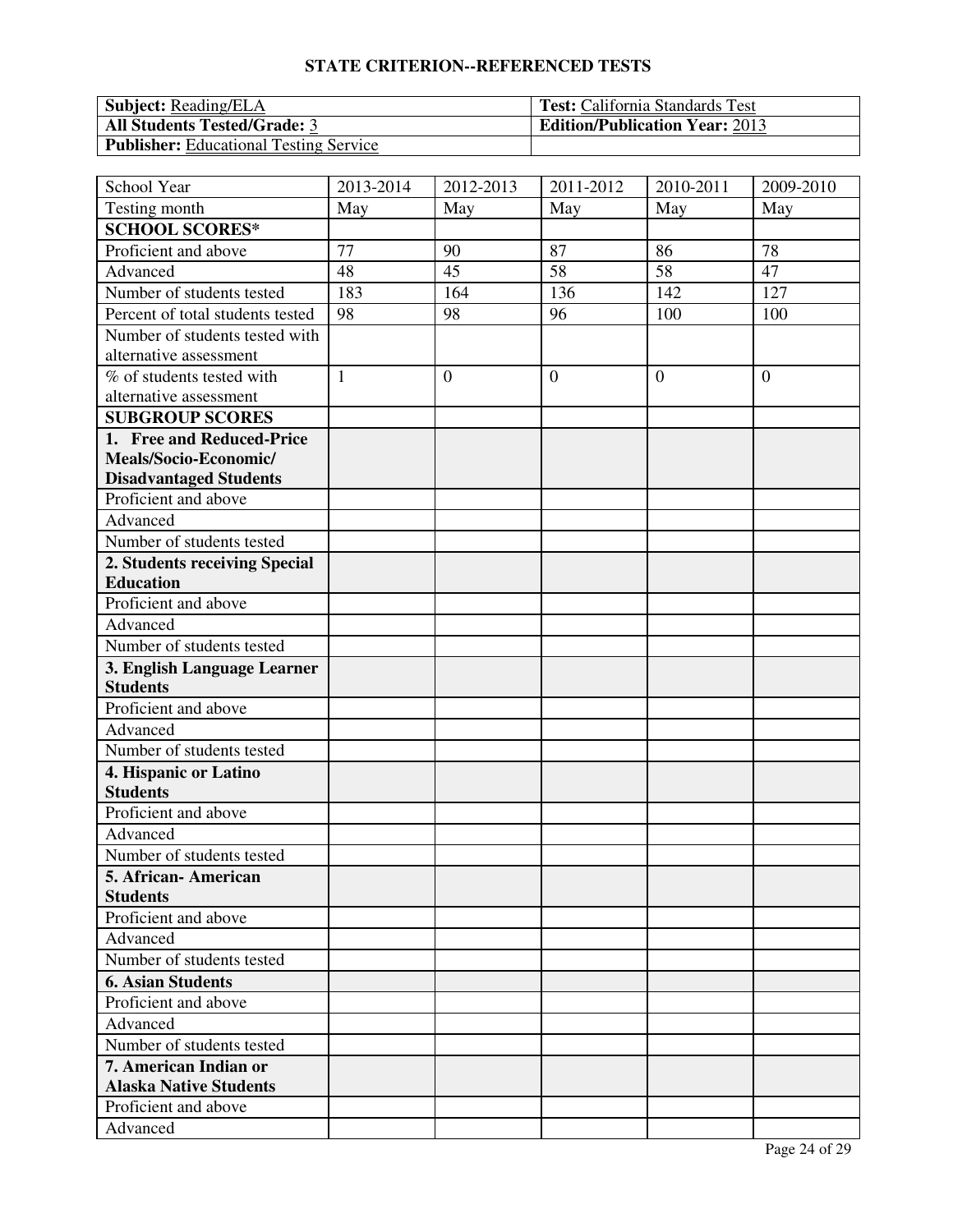# STATE CRITERION--REFERENCED TESTS

| **Subject:** Reading/ELA | **Test:** California Standards Test |
|---|---|
| **All Students Tested/Grade:** 3 | **Edition/Publication Year:** 2013 |
| **Publisher:** Educational Testing Service | |

| School Year | 2013-2014 | 2012-2013 | 2011-2012 | 2010-2011 | 2009-2010 |
|---|---|---|---|---|---|
| Testing month | May | May | May | May | May |
| **SCHOOL SCORES*** | | | | | |
| Proficient and above | 77 | 90 | 87 | 86 | 78 |
| Advanced | 48 | 45 | 58 | 58 | 47 |
| Number of students tested | 183 | 164 | 136 | 142 | 127 |
| Percent of total students tested | 98 | 98 | 96 | 100 | 100 |
| Number of students tested with alternative assessment | | | | | |
| % of students tested with alternative assessment | 1 | 0 | 0 | 0 | 0 |
| **SUBGROUP SCORES** | | | | | |
| **1. Free and Reduced-Price Meals/Socio-Economic/ Disadvantaged Students** | | | | | |
| Proficient and above | | | | | |
| Advanced | | | | | |
| Number of students tested | | | | | |
| **2. Students receiving Special Education** | | | | | |
| Proficient and above | | | | | |
| Advanced | | | | | |
| Number of students tested | | | | | |
| **3. English Language Learner Students** | | | | | |
| Proficient and above | | | | | |
| Advanced | | | | | |
| Number of students tested | | | | | |
| **4. Hispanic or Latino Students** | | | | | |
| Proficient and above | | | | | |
| Advanced | | | | | |
| Number of students tested | | | | | |
| **5. African- American Students** | | | | | |
| Proficient and above | | | | | |
| Advanced | | | | | |
| Number of students tested | | | | | |
| **6. Asian Students** | | | | | |
| Proficient and above | | | | | |
| Advanced | | | | | |
| Number of students tested | | | | | |
| **7. American Indian or Alaska Native Students** | | | | | |
| Proficient and above | | | | | |
| Advanced | | | | | |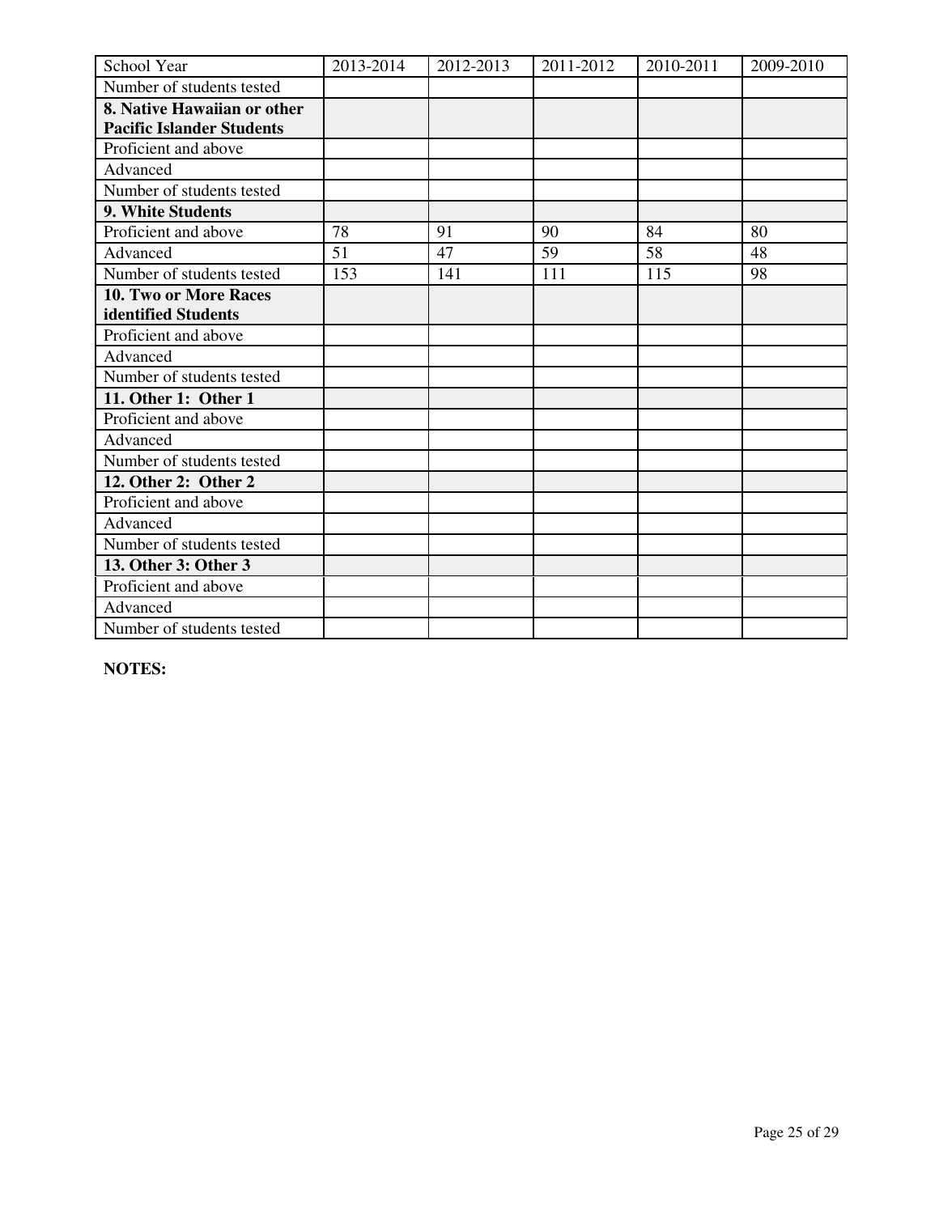| School Year | 2013-2014 | 2012-2013 | 2011-2012 | 2010-2011 | 2009-2010 |
| --- | --- | --- | --- | --- | --- |
| Number of students tested | | | | | |
| **8. Native Hawaiian or other Pacific Islander Students** | | | | | |
| Proficient and above | | | | | |
| Advanced | | | | | |
| Number of students tested | | | | | |
| **9. White Students** | | | | | |
| Proficient and above | 78 | 91 | 90 | 84 | 80 |
| Advanced | 51 | 47 | 59 | 58 | 48 |
| Number of students tested | 153 | 141 | 111 | 115 | 98 |
| **10. Two or More Races identified Students** | | | | | |
| Proficient and above | | | | | |
| Advanced | | | | | |
| Number of students tested | | | | | |
| **11. Other 1: Other 1** | | | | | |
| Proficient and above | | | | | |
| Advanced | | | | | |
| Number of students tested | | | | | |
| **12. Other 2: Other 2** | | | | | |
| Proficient and above | | | | | |
| Advanced | | | | | |
| Number of students tested | | | | | |
| **13. Other 3: Other 3** | | | | | |
| Proficient and above | | | | | |
| Advanced | | | | | |
| Number of students tested | | | | | |

**NOTES:**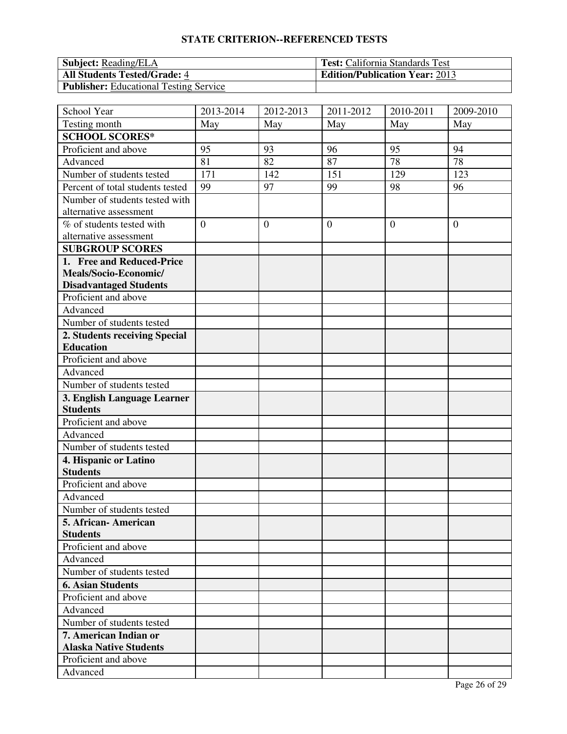## STATE CRITERION--REFERENCED TESTS

| **Subject:** Reading/ELA | **Test:** California Standards Test |
|---|---|
| **All Students Tested/Grade:** 4 | **Edition/Publication Year:** 2013 |
| **Publisher:** Educational Testing Service | |

| School Year | 2013-2014 | 2012-2013 | 2011-2012 | 2010-2011 | 2009-2010 |
|---|---|---|---|---|---|
| Testing month | May | May | May | May | May |
| **SCHOOL SCORES*** | | | | | |
| Proficient and above | 95 | 93 | 96 | 95 | 94 |
| Advanced | 81 | 82 | 87 | 78 | 78 |
| Number of students tested | 171 | 142 | 151 | 129 | 123 |
| Percent of total students tested | 99 | 97 | 99 | 98 | 96 |
| Number of students tested with alternative assessment | | | | | |
| % of students tested with alternative assessment | 0 | 0 | 0 | 0 | 0 |
| **SUBGROUP SCORES** | | | | | |
| **1. Free and Reduced-Price Meals/Socio-Economic/ Disadvantaged Students** | | | | | |
| Proficient and above | | | | | |
| Advanced | | | | | |
| Number of students tested | | | | | |
| **2. Students receiving Special Education** | | | | | |
| Proficient and above | | | | | |
| Advanced | | | | | |
| Number of students tested | | | | | |
| **3. English Language Learner Students** | | | | | |
| Proficient and above | | | | | |
| Advanced | | | | | |
| Number of students tested | | | | | |
| **4. Hispanic or Latino Students** | | | | | |
| Proficient and above | | | | | |
| Advanced | | | | | |
| Number of students tested | | | | | |
| **5. African- American Students** | | | | | |
| Proficient and above | | | | | |
| Advanced | | | | | |
| Number of students tested | | | | | |
| **6. Asian Students** | | | | | |
| Proficient and above | | | | | |
| Advanced | | | | | |
| Number of students tested | | | | | |
| **7. American Indian or Alaska Native Students** | | | | | |
| Proficient and above | | | | | |
| Advanced | | | | | |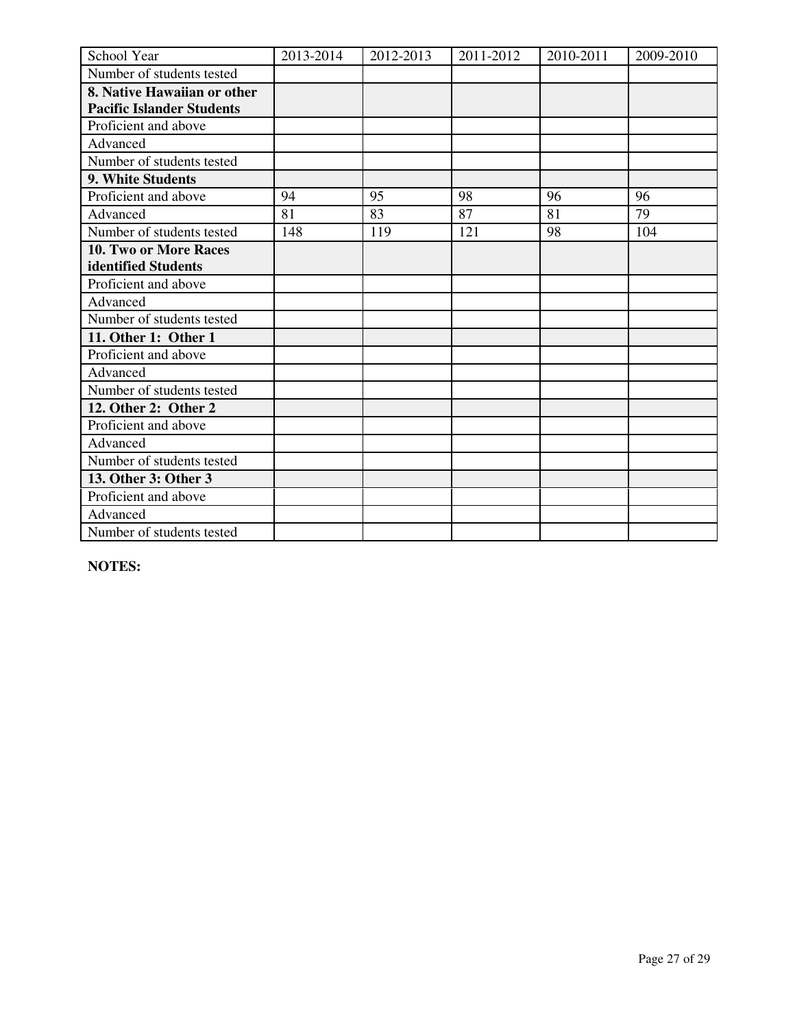| School Year | 2013-2014 | 2012-2013 | 2011-2012 | 2010-2011 | 2009-2010 |
|---|---|---|---|---|---|
| Number of students tested | | | | | |
| **8. Native Hawaiian or other Pacific Islander Students** | | | | | |
| Proficient and above | | | | | |
| Advanced | | | | | |
| Number of students tested | | | | | |
| **9. White Students** | | | | | |
| Proficient and above | 94 | 95 | 98 | 96 | 96 |
| Advanced | 81 | 83 | 87 | 81 | 79 |
| Number of students tested | 148 | 119 | 121 | 98 | 104 |
| **10. Two or More Races identified Students** | | | | | |
| Proficient and above | | | | | |
| Advanced | | | | | |
| Number of students tested | | | | | |
| **11. Other 1: Other 1** | | | | | |
| Proficient and above | | | | | |
| Advanced | | | | | |
| Number of students tested | | | | | |
| **12. Other 2: Other 2** | | | | | |
| Proficient and above | | | | | |
| Advanced | | | | | |
| Number of students tested | | | | | |
| **13. Other 3: Other 3** | | | | | |
| Proficient and above | | | | | |
| Advanced | | | | | |
| Number of students tested | | | | | |

**NOTES:**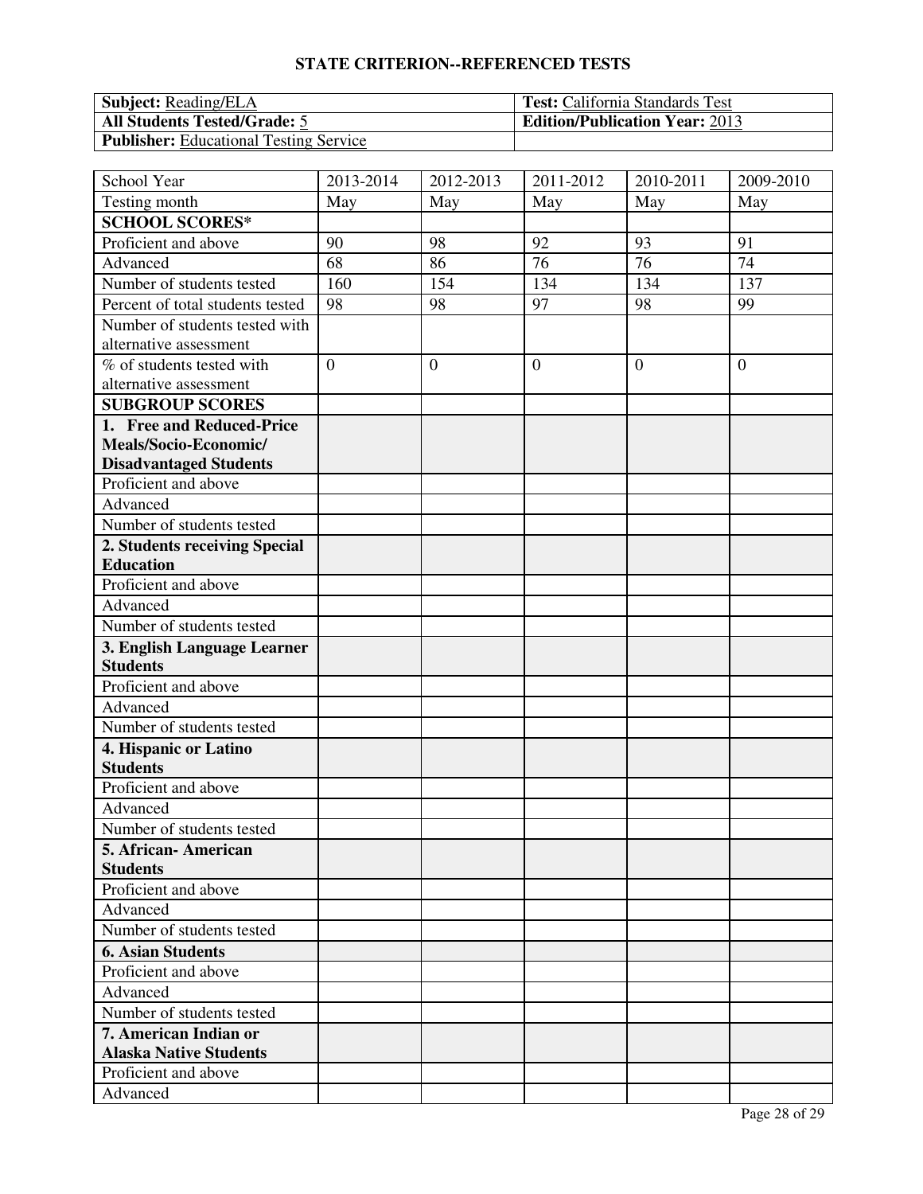## STATE CRITERION--REFERENCED TESTS

| **Subject:** Reading/ELA | **Test:** California Standards Test |
|---|---|
| **All Students Tested/Grade:** 5 | **Edition/Publication Year:** 2013 |
| **Publisher:** Educational Testing Service | |

| School Year | 2013-2014 | 2012-2013 | 2011-2012 | 2010-2011 | 2009-2010 |
|---|---|---|---|---|---|
| Testing month | May | May | May | May | May |
| **SCHOOL SCORES*** | | | | | |
| Proficient and above | 90 | 98 | 92 | 93 | 91 |
| Advanced | 68 | 86 | 76 | 76 | 74 |
| Number of students tested | 160 | 154 | 134 | 134 | 137 |
| Percent of total students tested | 98 | 98 | 97 | 98 | 99 |
| Number of students tested with alternative assessment | | | | | |
| % of students tested with alternative assessment | 0 | 0 | 0 | 0 | 0 |
| **SUBGROUP SCORES** | | | | | |
| **1. Free and Reduced-Price Meals/Socio-Economic/ Disadvantaged Students** | | | | | |
| Proficient and above | | | | | |
| Advanced | | | | | |
| Number of students tested | | | | | |
| **2. Students receiving Special Education** | | | | | |
| Proficient and above | | | | | |
| Advanced | | | | | |
| Number of students tested | | | | | |
| **3. English Language Learner Students** | | | | | |
| Proficient and above | | | | | |
| Advanced | | | | | |
| Number of students tested | | | | | |
| **4. Hispanic or Latino Students** | | | | | |
| Proficient and above | | | | | |
| Advanced | | | | | |
| Number of students tested | | | | | |
| **5. African- American Students** | | | | | |
| Proficient and above | | | | | |
| Advanced | | | | | |
| Number of students tested | | | | | |
| **6. Asian Students** | | | | | |
| Proficient and above | | | | | |
| Advanced | | | | | |
| Number of students tested | | | | | |
| **7. American Indian or Alaska Native Students** | | | | | |
| Proficient and above | | | | | |
| Advanced | | | | | |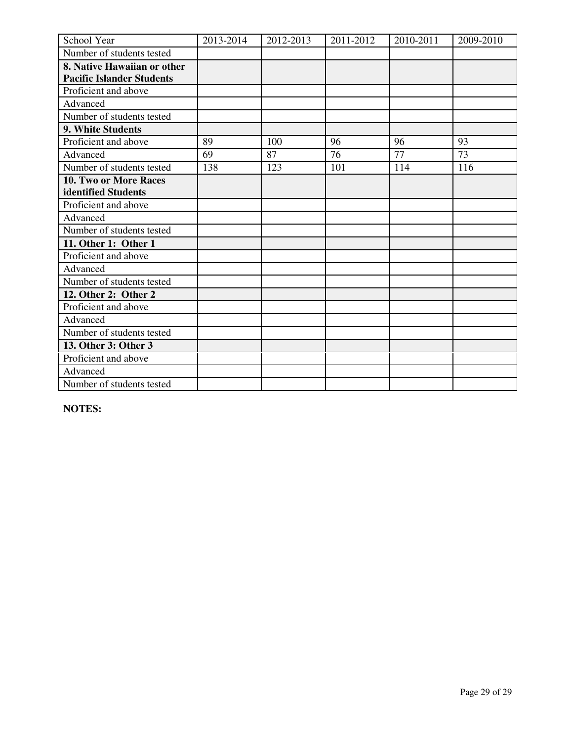| School Year | 2013-2014 | 2012-2013 | 2011-2012 | 2010-2011 | 2009-2010 |
|---|---|---|---|---|---|
| Number of students tested | | | | | |
| **8. Native Hawaiian or other Pacific Islander Students** | | | | | |
| Proficient and above | | | | | |
| Advanced | | | | | |
| Number of students tested | | | | | |
| **9. White Students** | | | | | |
| Proficient and above | 89 | 100 | 96 | 96 | 93 |
| Advanced | 69 | 87 | 76 | 77 | 73 |
| Number of students tested | 138 | 123 | 101 | 114 | 116 |
| **10. Two or More Races identified Students** | | | | | |
| Proficient and above | | | | | |
| Advanced | | | | | |
| Number of students tested | | | | | |
| **11. Other 1: Other 1** | | | | | |
| Proficient and above | | | | | |
| Advanced | | | | | |
| Number of students tested | | | | | |
| **12. Other 2: Other 2** | | | | | |
| Proficient and above | | | | | |
| Advanced | | | | | |
| Number of students tested | | | | | |
| **13. Other 3: Other 3** | | | | | |
| Proficient and above | | | | | |
| Advanced | | | | | |
| Number of students tested | | | | | |

**NOTES:**